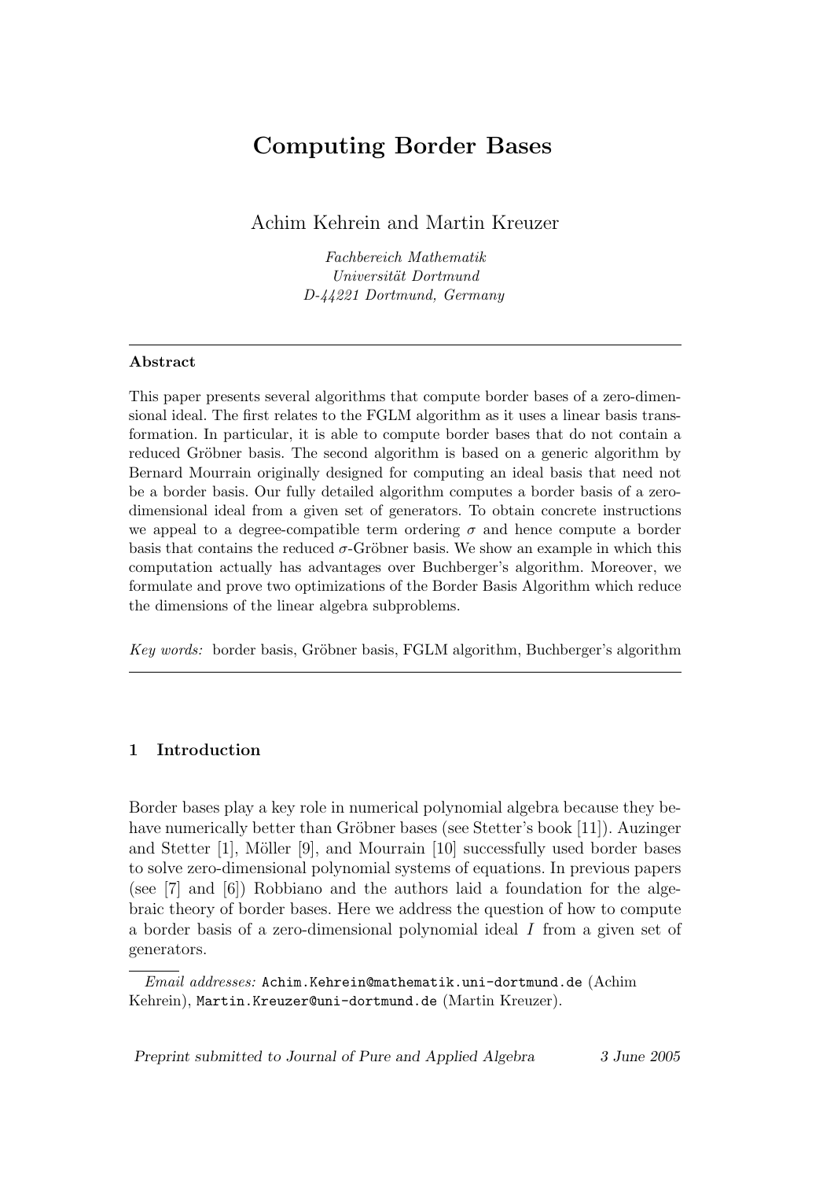# Computing Border Bases

Achim Kehrein and Martin Kreuzer

*Fachbereich Mathematik*
*Universität Dortmund*
*D-44221 Dortmund, Germany*

---

**Abstract**

This paper presents several algorithms that compute border bases of a zero-dimensional ideal. The first relates to the FGLM algorithm as it uses a linear basis transformation. In particular, it is able to compute border bases that do not contain a reduced Gröbner basis. The second algorithm is based on a generic algorithm by Bernard Mourrain originally designed for computing an ideal basis that need not be a border basis. Our fully detailed algorithm computes a border basis of a zero-dimensional ideal from a given set of generators. To obtain concrete instructions we appeal to a degree-compatible term ordering $\sigma$ and hence compute a border basis that contains the reduced $\sigma$-Gröbner basis. We show an example in which this computation actually has advantages over Buchberger's algorithm. Moreover, we formulate and prove two optimizations of the Border Basis Algorithm which reduce the dimensions of the linear algebra subproblems.

*Key words:* border basis, Gröbner basis, FGLM algorithm, Buchberger's algorithm

---

## 1 Introduction

Border bases play a key role in numerical polynomial algebra because they behave numerically better than Gröbner bases (see Stetter's book [11]). Auzinger and Stetter [1], Möller [9], and Mourrain [10] successfully used border bases to solve zero-dimensional polynomial systems of equations. In previous papers (see [7] and [6]) Robbiano and the authors laid a foundation for the algebraic theory of border bases. Here we address the question of how to compute a border basis of a zero-dimensional polynomial ideal $I$ from a given set of generators.

---

*Email addresses:* Achim.Kehrein@mathematik.uni-dortmund.de (Achim Kehrein), Martin.Kreuzer@uni-dortmund.de (Martin Kreuzer).

Preprint submitted to Journal of Pure and Applied Algebra 3 June 2005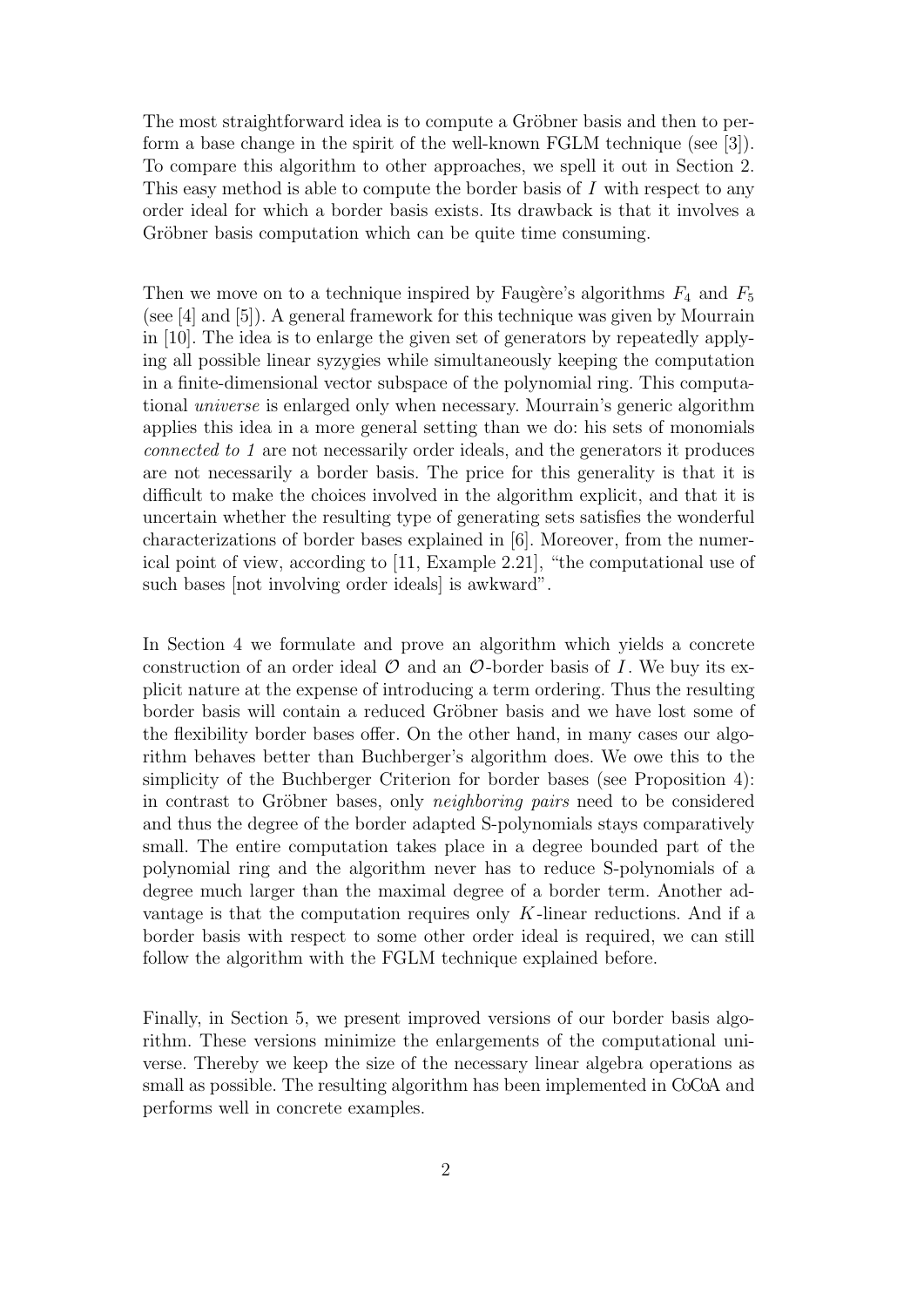The most straightforward idea is to compute a Gröbner basis and then to perform a base change in the spirit of the well-known FGLM technique (see [3]). To compare this algorithm to other approaches, we spell it out in Section 2. This easy method is able to compute the border basis of $I$ with respect to any order ideal for which a border basis exists. Its drawback is that it involves a Gröbner basis computation which can be quite time consuming.

Then we move on to a technique inspired by Faugère's algorithms $F_4$ and $F_5$ (see [4] and [5]). A general framework for this technique was given by Mourrain in [10]. The idea is to enlarge the given set of generators by repeatedly applying all possible linear syzygies while simultaneously keeping the computation in a finite-dimensional vector subspace of the polynomial ring. This computational *universe* is enlarged only when necessary. Mourrain's generic algorithm applies this idea in a more general setting than we do: his sets of monomials *connected to 1* are not necessarily order ideals, and the generators it produces are not necessarily a border basis. The price for this generality is that it is difficult to make the choices involved in the algorithm explicit, and that it is uncertain whether the resulting type of generating sets satisfies the wonderful characterizations of border bases explained in [6]. Moreover, from the numerical point of view, according to [11, Example 2.21], "the computational use of such bases [not involving order ideals] is awkward".

In Section 4 we formulate and prove an algorithm which yields a concrete construction of an order ideal $\mathcal{O}$ and an $\mathcal{O}$-border basis of $I$. We buy its explicit nature at the expense of introducing a term ordering. Thus the resulting border basis will contain a reduced Gröbner basis and we have lost some of the flexibility border bases offer. On the other hand, in many cases our algorithm behaves better than Buchberger's algorithm does. We owe this to the simplicity of the Buchberger Criterion for border bases (see Proposition 4): in contrast to Gröbner bases, only *neighboring pairs* need to be considered and thus the degree of the border adapted S-polynomials stays comparatively small. The entire computation takes place in a degree bounded part of the polynomial ring and the algorithm never has to reduce S-polynomials of a degree much larger than the maximal degree of a border term. Another advantage is that the computation requires only $K$-linear reductions. And if a border basis with respect to some other order ideal is required, we can still follow the algorithm with the FGLM technique explained before.

Finally, in Section 5, we present improved versions of our border basis algorithm. These versions minimize the enlargements of the computational universe. Thereby we keep the size of the necessary linear algebra operations as small as possible. The resulting algorithm has been implemented in CoCoA and performs well in concrete examples.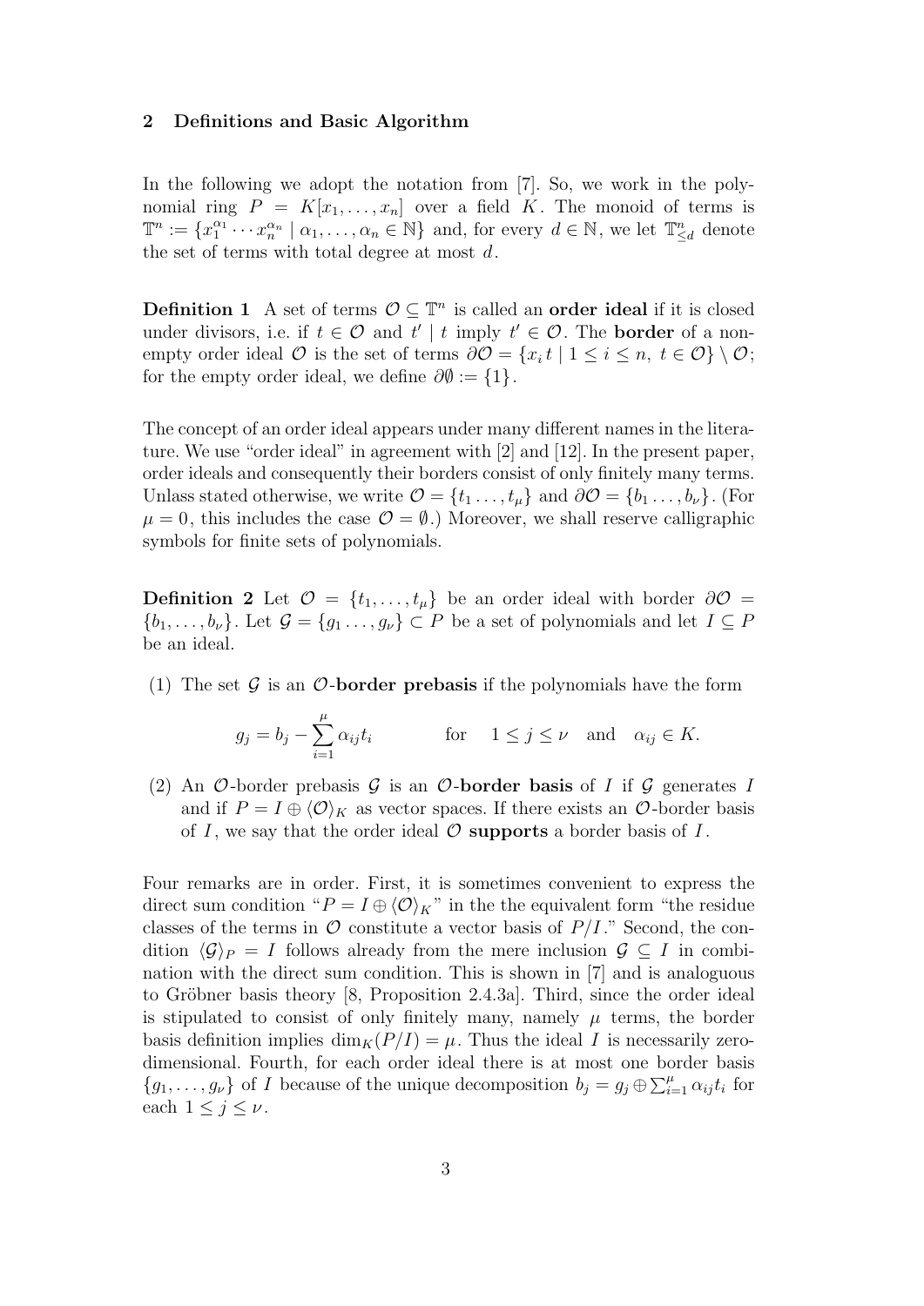## 2 Definitions and Basic Algorithm

In the following we adopt the notation from [7]. So, we work in the polynomial ring $P = K[x_1, \ldots, x_n]$ over a field $K$. The monoid of terms is $\mathbb{T}^n := \{x_1^{\alpha_1} \cdots x_n^{\alpha_n} \mid \alpha_1, \ldots, \alpha_n \in \mathbb{N}\}$ and, for every $d \in \mathbb{N}$, we let $\mathbb{T}^n_{\leq d}$ denote the set of terms with total degree at most $d$.

**Definition 1** A set of terms $\mathcal{O} \subseteq \mathbb{T}^n$ is called an **order ideal** if it is closed under divisors, i.e. if $t \in \mathcal{O}$ and $t' \mid t$ imply $t' \in \mathcal{O}$. The **border** of a nonempty order ideal $\mathcal{O}$ is the set of terms $\partial\mathcal{O} = \{x_i t \mid 1 \leq i \leq n,\ t \in \mathcal{O}\} \setminus \mathcal{O}$; for the empty order ideal, we define $\partial\emptyset := \{1\}$.

The concept of an order ideal appears under many different names in the literature. We use "order ideal" in agreement with [2] and [12]. In the present paper, order ideals and consequently their borders consist of only finitely many terms. Unlass stated otherwise, we write $\mathcal{O} = \{t_1 \ldots, t_\mu\}$ and $\partial\mathcal{O} = \{b_1 \ldots, b_\nu\}$. (For $\mu = 0$, this includes the case $\mathcal{O} = \emptyset$.) Moreover, we shall reserve calligraphic symbols for finite sets of polynomials.

**Definition 2** Let $\mathcal{O} = \{t_1, \ldots, t_\mu\}$ be an order ideal with border $\partial\mathcal{O} = \{b_1, \ldots, b_\nu\}$. Let $\mathcal{G} = \{g_1 \ldots, g_\nu\} \subset P$ be a set of polynomials and let $I \subseteq P$ be an ideal.

(1) The set $\mathcal{G}$ is an **$\mathcal{O}$-border prebasis** if the polynomials have the form

$$g_j = b_j - \sum_{i=1}^{\mu} \alpha_{ij} t_i \qquad \text{for} \quad 1 \leq j \leq \nu \quad \text{and} \quad \alpha_{ij} \in K.$$

(2) An $\mathcal{O}$-border prebasis $\mathcal{G}$ is an **$\mathcal{O}$-border basis** of $I$ if $\mathcal{G}$ generates $I$ and if $P = I \oplus \langle\mathcal{O}\rangle_K$ as vector spaces. If there exists an $\mathcal{O}$-border basis of $I$, we say that the order ideal $\mathcal{O}$ **supports** a border basis of $I$.

Four remarks are in order. First, it is sometimes convenient to express the direct sum condition "$P = I \oplus \langle\mathcal{O}\rangle_K$" in the the equivalent form "the residue classes of the terms in $\mathcal{O}$ constitute a vector basis of $P/I$." Second, the condition $\langle\mathcal{G}\rangle_P = I$ follows already from the mere inclusion $\mathcal{G} \subseteq I$ in combination with the direct sum condition. This is shown in [7] and is analoguous to Gröbner basis theory [8, Proposition 2.4.3a]. Third, since the order ideal is stipulated to consist of only finitely many, namely $\mu$ terms, the border basis definition implies $\dim_K(P/I) = \mu$. Thus the ideal $I$ is necessarily zero-dimensional. Fourth, for each order ideal there is at most one border basis $\{g_1, \ldots, g_\nu\}$ of $I$ because of the unique decomposition $b_j = g_j \oplus \sum_{i=1}^{\mu} \alpha_{ij} t_i$ for each $1 \leq j \leq \nu$.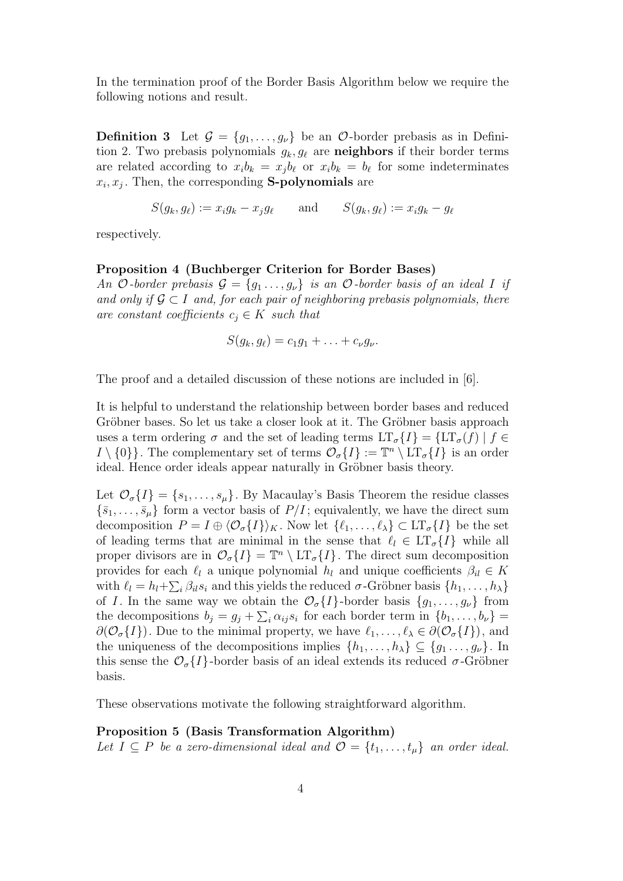In the termination proof of the Border Basis Algorithm below we require the following notions and result.

**Definition 3** Let $\mathcal{G} = \{g_1, \ldots, g_\nu\}$ be an $\mathcal{O}$-border prebasis as in Definition 2. Two prebasis polynomials $g_k, g_\ell$ are **neighbors** if their border terms are related according to $x_i b_k = x_j b_\ell$ or $x_i b_k = b_\ell$ for some indeterminates $x_i, x_j$. Then, the corresponding **S-polynomials** are

$$S(g_k, g_\ell) := x_i g_k - x_j g_\ell \qquad \text{and} \qquad S(g_k, g_\ell) := x_i g_k - g_\ell$$

respectively.

**Proposition 4 (Buchberger Criterion for Border Bases)**
*An $\mathcal{O}$-border prebasis $\mathcal{G} = \{g_1 \ldots, g_\nu\}$ is an $\mathcal{O}$-border basis of an ideal $I$ if and only if $\mathcal{G} \subset I$ and, for each pair of neighboring prebasis polynomials, there are constant coefficients $c_j \in K$ such that*

$$S(g_k, g_\ell) = c_1 g_1 + \ldots + c_\nu g_\nu.$$

The proof and a detailed discussion of these notions are included in [6].

It is helpful to understand the relationship between border bases and reduced Gröbner bases. So let us take a closer look at it. The Gröbner basis approach uses a term ordering $\sigma$ and the set of leading terms $\mathrm{LT}_\sigma\{I\} = \{\mathrm{LT}_\sigma(f) \mid f \in I \setminus \{0\}\}$. The complementary set of terms $\mathcal{O}_\sigma\{I\} := \mathbb{T}^n \setminus \mathrm{LT}_\sigma\{I\}$ is an order ideal. Hence order ideals appear naturally in Gröbner basis theory.

Let $\mathcal{O}_\sigma\{I\} = \{s_1, \ldots, s_\mu\}$. By Macaulay's Basis Theorem the residue classes $\{\bar{s}_1, \ldots, \bar{s}_\mu\}$ form a vector basis of $P/I$; equivalently, we have the direct sum decomposition $P = I \oplus \langle \mathcal{O}_\sigma\{I\}\rangle_K$. Now let $\{\ell_1, \ldots, \ell_\lambda\} \subset \mathrm{LT}_\sigma\{I\}$ be the set of leading terms that are minimal in the sense that $\ell_l \in \mathrm{LT}_\sigma\{I\}$ while all proper divisors are in $\mathcal{O}_\sigma\{I\} = \mathbb{T}^n \setminus \mathrm{LT}_\sigma\{I\}$. The direct sum decomposition provides for each $\ell_l$ a unique polynomial $h_l$ and unique coefficients $\beta_{il} \in K$ with $\ell_l = h_l + \sum_i \beta_{il} s_i$ and this yields the reduced $\sigma$-Gröbner basis $\{h_1, \ldots, h_\lambda\}$ of $I$. In the same way we obtain the $\mathcal{O}_\sigma\{I\}$-border basis $\{g_1, \ldots, g_\nu\}$ from the decompositions $b_j = g_j + \sum_i \alpha_{ij} s_i$ for each border term in $\{b_1, \ldots, b_\nu\} = \partial(\mathcal{O}_\sigma\{I\})$. Due to the minimal property, we have $\ell_1, \ldots, \ell_\lambda \in \partial(\mathcal{O}_\sigma\{I\})$, and the uniqueness of the decompositions implies $\{h_1, \ldots, h_\lambda\} \subseteq \{g_1 \ldots, g_\nu\}$. In this sense the $\mathcal{O}_\sigma\{I\}$-border basis of an ideal extends its reduced $\sigma$-Gröbner basis.

These observations motivate the following straightforward algorithm.

**Proposition 5 (Basis Transformation Algorithm)**
*Let $I \subseteq P$ be a zero-dimensional ideal and $\mathcal{O} = \{t_1, \ldots, t_\mu\}$ an order ideal.*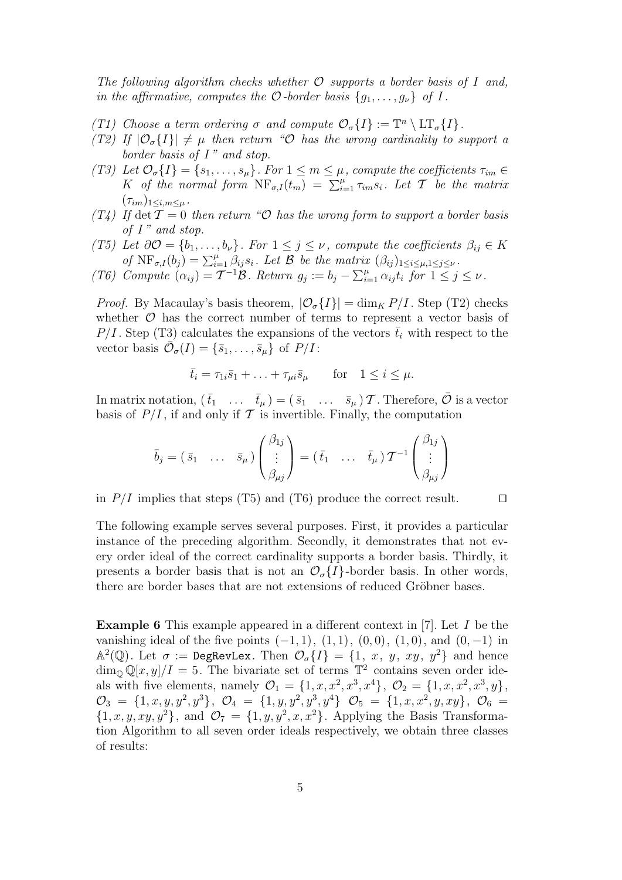*The following algorithm checks whether $\mathcal{O}$ supports a border basis of $I$ and, in the affirmative, computes the $\mathcal{O}$-border basis $\{g_1, \ldots, g_\nu\}$ of $I$.*

- *(T1) Choose a term ordering $\sigma$ and compute $\mathcal{O}_\sigma\{I\} := \mathbb{T}^n \setminus \mathrm{LT}_\sigma\{I\}$.*
- *(T2) If $|\mathcal{O}_\sigma\{I\}| \neq \mu$ then return "$\mathcal{O}$ has the wrong cardinality to support a border basis of $I$" and stop.*
- *(T3) Let $\mathcal{O}_\sigma\{I\} = \{s_1, \ldots, s_\mu\}$. For $1 \leq m \leq \mu$, compute the coefficients $\tau_{im} \in K$ of the normal form $\mathrm{NF}_{\sigma,I}(t_m) = \sum_{i=1}^{\mu} \tau_{im} s_i$. Let $\mathcal{T}$ be the matrix $(\tau_{im})_{1 \leq i,m \leq \mu}$.*
- *(T4) If $\det \mathcal{T} = 0$ then return "$\mathcal{O}$ has the wrong form to support a border basis of $I$" and stop.*
- *(T5) Let $\partial\mathcal{O} = \{b_1, \ldots, b_\nu\}$. For $1 \leq j \leq \nu$, compute the coefficients $\beta_{ij} \in K$ of $\mathrm{NF}_{\sigma,I}(b_j) = \sum_{i=1}^{\mu} \beta_{ij} s_i$. Let $\mathcal{B}$ be the matrix $(\beta_{ij})_{1 \leq i \leq \mu, 1 \leq j \leq \nu}$.*
- *(T6) Compute $(\alpha_{ij}) = \mathcal{T}^{-1}\mathcal{B}$. Return $g_j := b_j - \sum_{i=1}^{\mu} \alpha_{ij} t_i$ for $1 \leq j \leq \nu$.*

*Proof.* By Macaulay's basis theorem, $|\mathcal{O}_\sigma\{I\}| = \dim_K P/I$. Step (T2) checks whether $\mathcal{O}$ has the correct number of terms to represent a vector basis of $P/I$. Step (T3) calculates the expansions of the vectors $\bar{t}_i$ with respect to the vector basis $\bar{\mathcal{O}}_\sigma(I) = \{\bar{s}_1, \ldots, \bar{s}_\mu\}$ of $P/I$:

$$\bar{t}_i = \tau_{1i}\bar{s}_1 + \ldots + \tau_{\mu i}\bar{s}_\mu \qquad \text{for} \quad 1 \leq i \leq \mu.$$

In matrix notation, $(\,\bar{t}_1 \quad \ldots \quad \bar{t}_\mu\,) = (\,\bar{s}_1 \quad \ldots \quad \bar{s}_\mu\,)\,\mathcal{T}$. Therefore, $\bar{\mathcal{O}}$ is a vector basis of $P/I$, if and only if $\mathcal{T}$ is invertible. Finally, the computation

$$\bar{b}_j = (\,\bar{s}_1 \quad \ldots \quad \bar{s}_\mu\,) \begin{pmatrix} \beta_{1j} \\ \vdots \\ \beta_{\mu j} \end{pmatrix} = (\,\bar{t}_1 \quad \ldots \quad \bar{t}_\mu\,)\,\mathcal{T}^{-1} \begin{pmatrix} \beta_{1j} \\ \vdots \\ \beta_{\mu j} \end{pmatrix}$$

in $P/I$ implies that steps (T5) and (T6) produce the correct result. □

The following example serves several purposes. First, it provides a particular instance of the preceding algorithm. Secondly, it demonstrates that not every order ideal of the correct cardinality supports a border basis. Thirdly, it presents a border basis that is not an $\mathcal{O}_\sigma\{I\}$-border basis. In other words, there are border bases that are not extensions of reduced Gröbner bases.

**Example 6** This example appeared in a different context in [7]. Let $I$ be the vanishing ideal of the five points $(-1,1)$, $(1,1)$, $(0,0)$, $(1,0)$, and $(0,-1)$ in $\mathbb{A}^2(\mathbb{Q})$. Let $\sigma :=$ `DegRevLex`. Then $\mathcal{O}_\sigma\{I\} = \{1,\ x,\ y,\ xy,\ y^2\}$ and hence $\dim_\mathbb{Q} \mathbb{Q}[x,y]/I = 5$. The bivariate set of terms $\mathbb{T}^2$ contains seven order ideals with five elements, namely $\mathcal{O}_1 = \{1, x, x^2, x^3, x^4\}$, $\mathcal{O}_2 = \{1, x, x^2, x^3, y\}$, $\mathcal{O}_3 = \{1, x, y, y^2, y^3\}$, $\mathcal{O}_4 = \{1, y, y^2, y^3, y^4\}$ $\mathcal{O}_5 = \{1, x, x^2, y, xy\}$, $\mathcal{O}_6 = \{1, x, y, xy, y^2\}$, and $\mathcal{O}_7 = \{1, y, y^2, x, x^2\}$. Applying the Basis Transformation Algorithm to all seven order ideals respectively, we obtain three classes of results: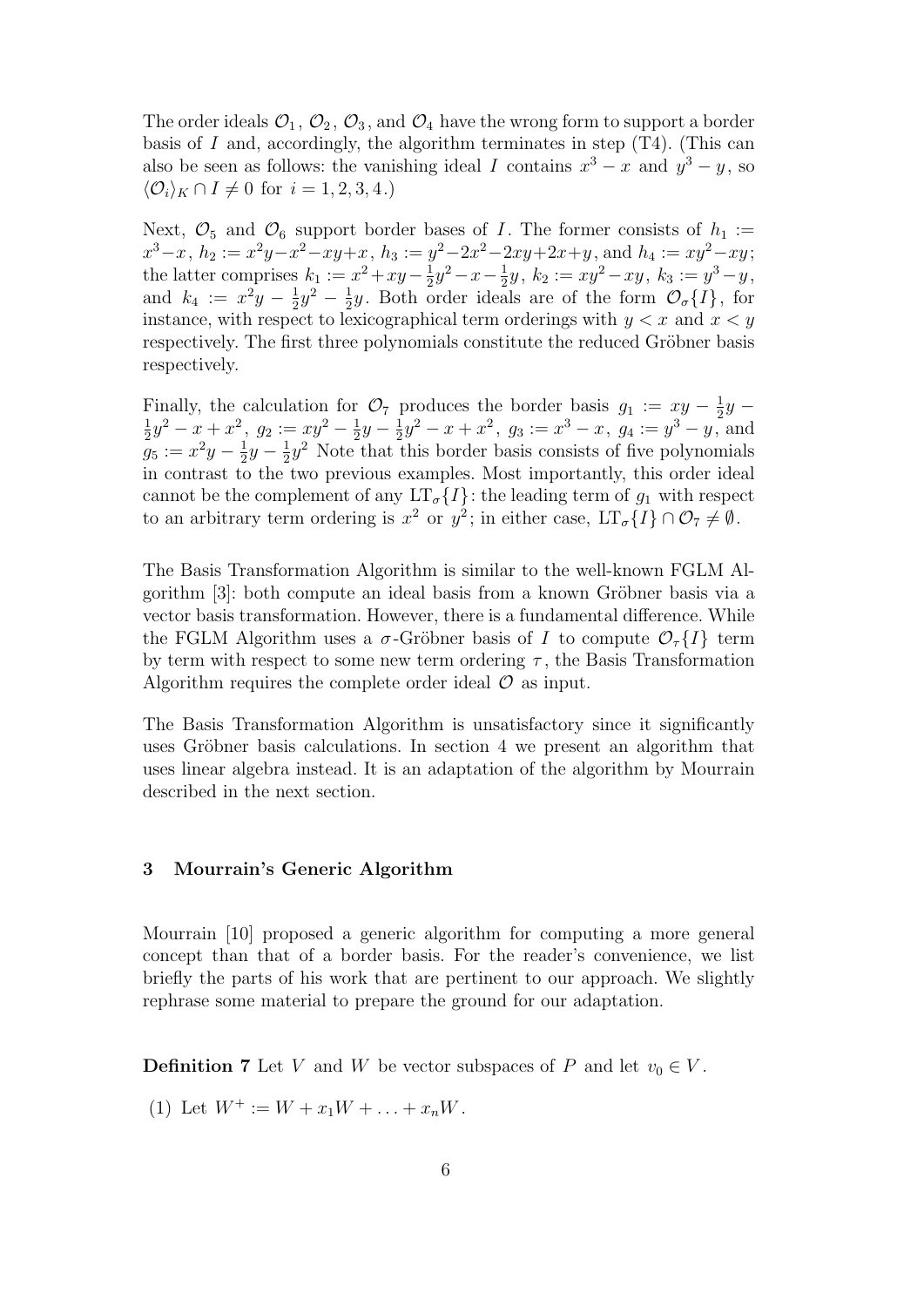The order ideals $\mathcal{O}_1$, $\mathcal{O}_2$, $\mathcal{O}_3$, and $\mathcal{O}_4$ have the wrong form to support a border basis of $I$ and, accordingly, the algorithm terminates in step (T4). (This can also be seen as follows: the vanishing ideal $I$ contains $x^3 - x$ and $y^3 - y$, so $\langle \mathcal{O}_i \rangle_K \cap I \neq 0$ for $i = 1, 2, 3, 4$.)

Next, $\mathcal{O}_5$ and $\mathcal{O}_6$ support border bases of $I$. The former consists of $h_1 := x^3 - x$, $h_2 := x^2y - x^2 - xy + x$, $h_3 := y^2 - 2x^2 - 2xy + 2x + y$, and $h_4 := xy^2 - xy$; the latter comprises $k_1 := x^2 + xy - \frac{1}{2}y^2 - x - \frac{1}{2}y$, $k_2 := xy^2 - xy$, $k_3 := y^3 - y$, and $k_4 := x^2y - \frac{1}{2}y^2 - \frac{1}{2}y$. Both order ideals are of the form $\mathcal{O}_\sigma\{I\}$, for instance, with respect to lexicographical term orderings with $y < x$ and $x < y$ respectively. The first three polynomials constitute the reduced Gröbner basis respectively.

Finally, the calculation for $\mathcal{O}_7$ produces the border basis $g_1 := xy - \frac{1}{2}y - \frac{1}{2}y^2 - x + x^2$, $g_2 := xy^2 - \frac{1}{2}y - \frac{1}{2}y^2 - x + x^2$, $g_3 := x^3 - x$, $g_4 := y^3 - y$, and $g_5 := x^2y - \frac{1}{2}y - \frac{1}{2}y^2$ Note that this border basis consists of five polynomials in contrast to the two previous examples. Most importantly, this order ideal cannot be the complement of any $\mathrm{LT}_\sigma\{I\}$: the leading term of $g_1$ with respect to an arbitrary term ordering is $x^2$ or $y^2$; in either case, $\mathrm{LT}_\sigma\{I\} \cap \mathcal{O}_7 \neq \emptyset$.

The Basis Transformation Algorithm is similar to the well-known FGLM Algorithm [3]: both compute an ideal basis from a known Gröbner basis via a vector basis transformation. However, there is a fundamental difference. While the FGLM Algorithm uses a $\sigma$-Gröbner basis of $I$ to compute $\mathcal{O}_\tau\{I\}$ term by term with respect to some new term ordering $\tau$, the Basis Transformation Algorithm requires the complete order ideal $\mathcal{O}$ as input.

The Basis Transformation Algorithm is unsatisfactory since it significantly uses Gröbner basis calculations. In section 4 we present an algorithm that uses linear algebra instead. It is an adaptation of the algorithm by Mourrain described in the next section.

### 3 Mourrain's Generic Algorithm

Mourrain [10] proposed a generic algorithm for computing a more general concept than that of a border basis. For the reader's convenience, we list briefly the parts of his work that are pertinent to our approach. We slightly rephrase some material to prepare the ground for our adaptation.

**Definition 7** Let $V$ and $W$ be vector subspaces of $P$ and let $v_0 \in V$.

(1) Let $W^+ := W + x_1W + \ldots + x_nW$.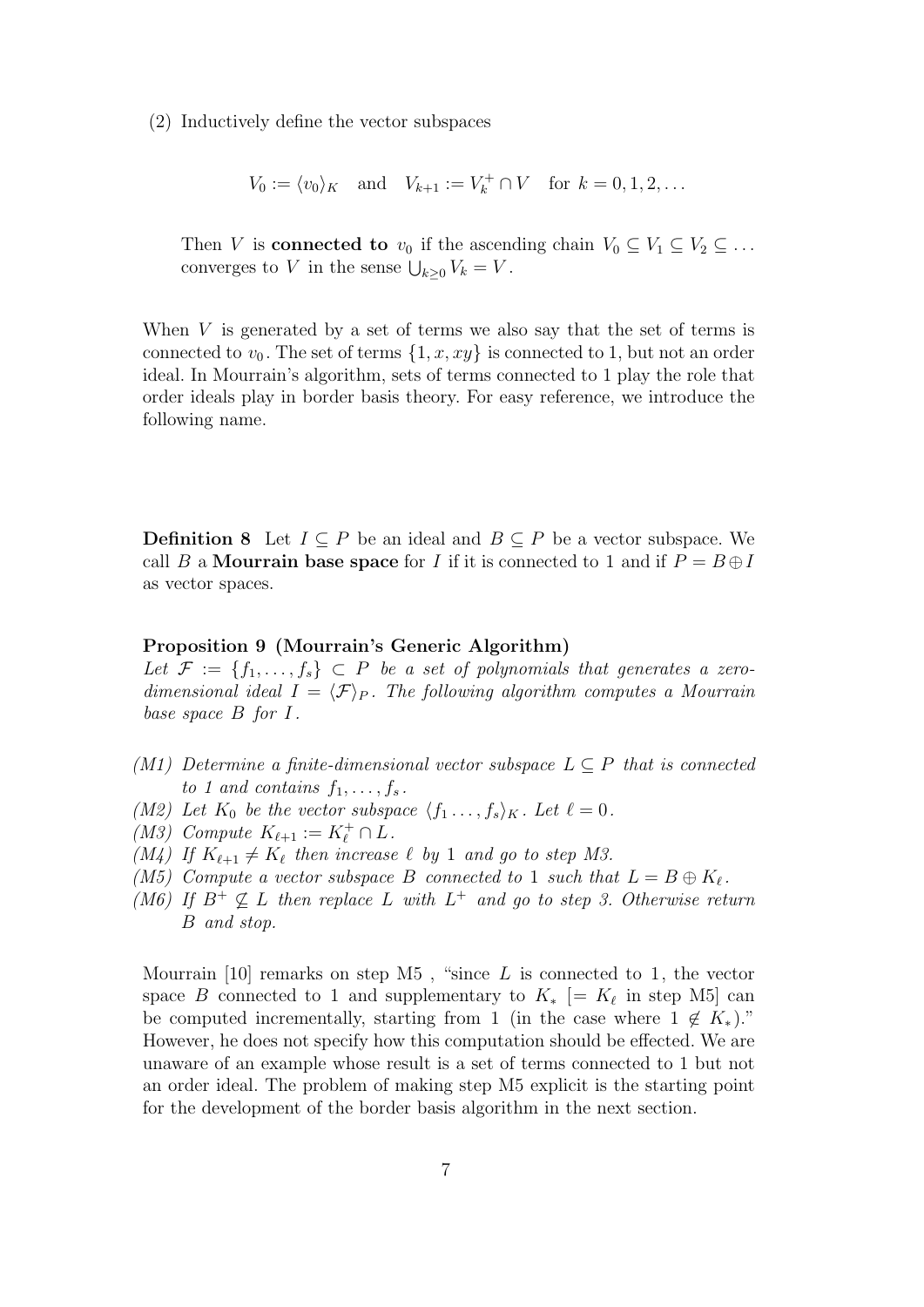(2) Inductively define the vector subspaces

$$V_0 := \langle v_0 \rangle_K \quad \text{and} \quad V_{k+1} := V_k^+ \cap V \quad \text{for } k = 0, 1, 2, \ldots$$

Then $V$ is **connected to** $v_0$ if the ascending chain $V_0 \subseteq V_1 \subseteq V_2 \subseteq \ldots$ converges to $V$ in the sense $\bigcup_{k \geq 0} V_k = V$.

When $V$ is generated by a set of terms we also say that the set of terms is connected to $v_0$. The set of terms $\{1, x, xy\}$ is connected to 1, but not an order ideal. In Mourrain's algorithm, sets of terms connected to 1 play the role that order ideals play in border basis theory. For easy reference, we introduce the following name.

**Definition 8** Let $I \subseteq P$ be an ideal and $B \subseteq P$ be a vector subspace. We call $B$ a **Mourrain base space** for $I$ if it is connected to 1 and if $P = B \oplus I$ as vector spaces.

**Proposition 9 (Mourrain's Generic Algorithm)**
*Let $\mathcal{F} := \{f_1, \ldots, f_s\} \subset P$ be a set of polynomials that generates a zero-dimensional ideal $I = \langle \mathcal{F} \rangle_P$. The following algorithm computes a Mourrain base space $B$ for $I$.*

*(M1) Determine a finite-dimensional vector subspace $L \subseteq P$ that is connected to 1 and contains $f_1, \ldots, f_s$.*

*(M2) Let $K_0$ be the vector subspace $\langle f_1 \ldots, f_s \rangle_K$. Let $\ell = 0$.*

*(M3) Compute $K_{\ell+1} := K_\ell^+ \cap L$.*

*(M4) If $K_{\ell+1} \neq K_\ell$ then increase $\ell$ by 1 and go to step M3.*

*(M5) Compute a vector subspace $B$ connected to 1 such that $L = B \oplus K_\ell$.*

*(M6) If $B^+ \not\subseteq L$ then replace $L$ with $L^+$ and go to step 3. Otherwise return $B$ and stop.*

Mourrain [10] remarks on step M5 , "since $L$ is connected to 1, the vector space $B$ connected to 1 and supplementary to $K_*$ [$= K_\ell$ in step M5] can be computed incrementally, starting from 1 (in the case where $1 \notin K_*$)." However, he does not specify how this computation should be effected. We are unaware of an example whose result is a set of terms connected to 1 but not an order ideal. The problem of making step M5 explicit is the starting point for the development of the border basis algorithm in the next section.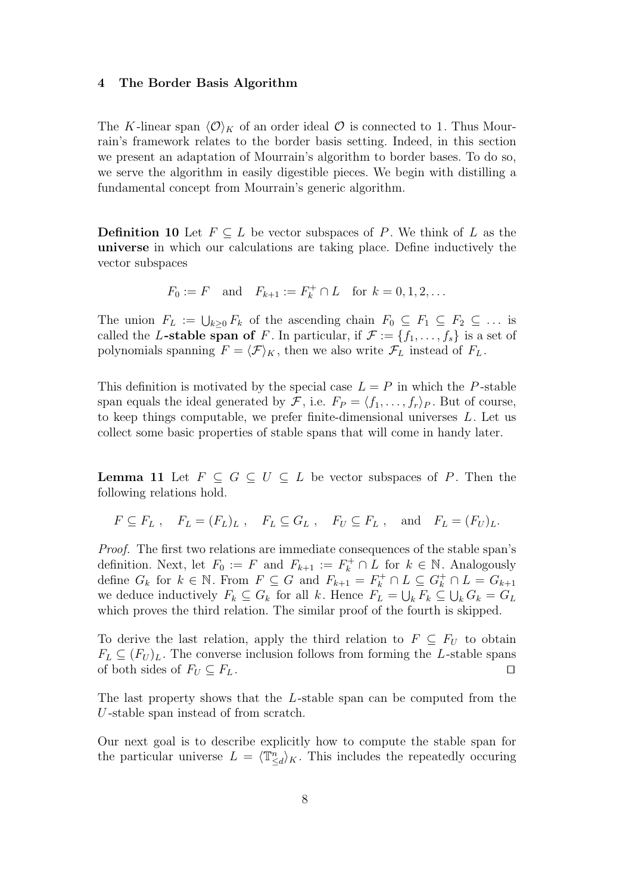## 4 The Border Basis Algorithm

The $K$-linear span $\langle \mathcal{O} \rangle_K$ of an order ideal $\mathcal{O}$ is connected to 1. Thus Mourrain's framework relates to the border basis setting. Indeed, in this section we present an adaptation of Mourrain's algorithm to border bases. To do so, we serve the algorithm in easily digestible pieces. We begin with distilling a fundamental concept from Mourrain's generic algorithm.

**Definition 10** Let $F \subseteq L$ be vector subspaces of $P$. We think of $L$ as the **universe** in which our calculations are taking place. Define inductively the vector subspaces

$$F_0 := F \quad \text{and} \quad F_{k+1} := F_k^+ \cap L \quad \text{for } k = 0, 1, 2, \ldots$$

The union $F_L := \bigcup_{k \geq 0} F_k$ of the ascending chain $F_0 \subseteq F_1 \subseteq F_2 \subseteq \ldots$ is called the $L$**-stable span of** $F$. In particular, if $\mathcal{F} := \{f_1, \ldots, f_s\}$ is a set of polynomials spanning $F = \langle \mathcal{F} \rangle_K$, then we also write $\mathcal{F}_L$ instead of $F_L$.

This definition is motivated by the special case $L = P$ in which the $P$-stable span equals the ideal generated by $\mathcal{F}$, i.e. $F_P = \langle f_1, \ldots, f_r \rangle_P$. But of course, to keep things computable, we prefer finite-dimensional universes $L$. Let us collect some basic properties of stable spans that will come in handy later.

**Lemma 11** Let $F \subseteq G \subseteq U \subseteq L$ be vector subspaces of $P$. Then the following relations hold.

$$F \subseteq F_L \,, \quad F_L = (F_L)_L \,, \quad F_L \subseteq G_L \,, \quad F_U \subseteq F_L \,, \quad \text{and} \quad F_L = (F_U)_L.$$

*Proof.* The first two relations are immediate consequences of the stable span's definition. Next, let $F_0 := F$ and $F_{k+1} := F_k^+ \cap L$ for $k \in \mathbb{N}$. Analogously define $G_k$ for $k \in \mathbb{N}$. From $F \subseteq G$ and $F_{k+1} = F_k^+ \cap L \subseteq G_k^+ \cap L = G_{k+1}$ we deduce inductively $F_k \subseteq G_k$ for all $k$. Hence $F_L = \bigcup_k F_k \subseteq \bigcup_k G_k = G_L$ which proves the third relation. The similar proof of the fourth is skipped.

To derive the last relation, apply the third relation to $F \subseteq F_U$ to obtain $F_L \subseteq (F_U)_L$. The converse inclusion follows from forming the $L$-stable spans of both sides of $F_U \subseteq F_L$. $\square$

The last property shows that the $L$-stable span can be computed from the $U$-stable span instead of from scratch.

Our next goal is to describe explicitly how to compute the stable span for the particular universe $L = \langle \mathbb{T}^n_{\leq d} \rangle_K$. This includes the repeatedly occuring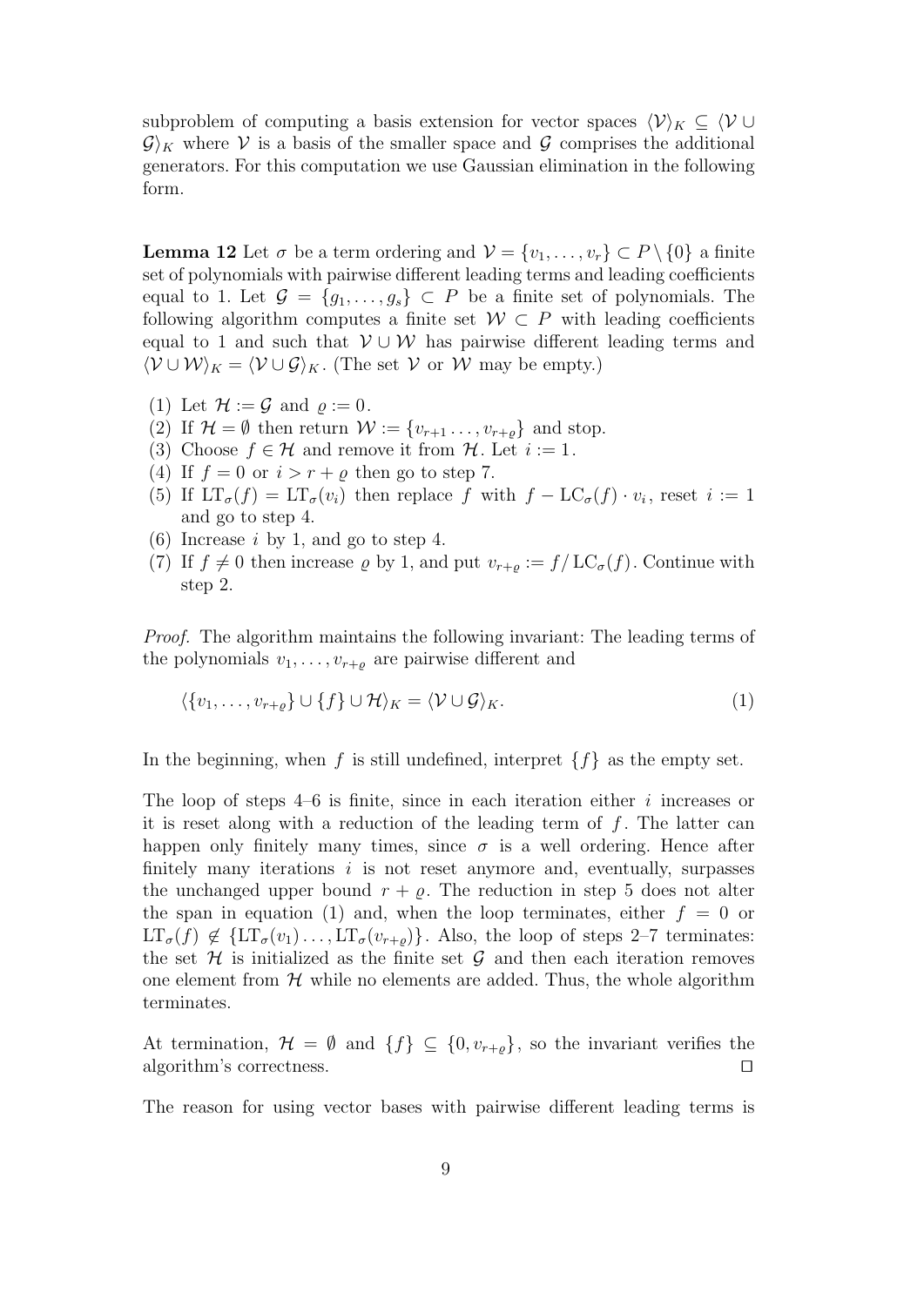subproblem of computing a basis extension for vector spaces $\langle \mathcal{V} \rangle_K \subseteq \langle \mathcal{V} \cup \mathcal{G} \rangle_K$ where $\mathcal{V}$ is a basis of the smaller space and $\mathcal{G}$ comprises the additional generators. For this computation we use Gaussian elimination in the following form.

**Lemma 12** Let $\sigma$ be a term ordering and $\mathcal{V} = \{v_1, \ldots, v_r\} \subset P \setminus \{0\}$ a finite set of polynomials with pairwise different leading terms and leading coefficients equal to 1. Let $\mathcal{G} = \{g_1, \ldots, g_s\} \subset P$ be a finite set of polynomials. The following algorithm computes a finite set $\mathcal{W} \subset P$ with leading coefficients equal to 1 and such that $\mathcal{V} \cup \mathcal{W}$ has pairwise different leading terms and $\langle \mathcal{V} \cup \mathcal{W} \rangle_K = \langle \mathcal{V} \cup \mathcal{G} \rangle_K$. (The set $\mathcal{V}$ or $\mathcal{W}$ may be empty.)

(1) Let $\mathcal{H} := \mathcal{G}$ and $\varrho := 0$.
(2) If $\mathcal{H} = \emptyset$ then return $\mathcal{W} := \{v_{r+1} \ldots, v_{r+\varrho}\}$ and stop.
(3) Choose $f \in \mathcal{H}$ and remove it from $\mathcal{H}$. Let $i := 1$.
(4) If $f = 0$ or $i > r + \varrho$ then go to step 7.
(5) If $\mathrm{LT}_\sigma(f) = \mathrm{LT}_\sigma(v_i)$ then replace $f$ with $f - \mathrm{LC}_\sigma(f) \cdot v_i$, reset $i := 1$ and go to step 4.
(6) Increase $i$ by 1, and go to step 4.
(7) If $f \neq 0$ then increase $\varrho$ by 1, and put $v_{r+\varrho} := f / \mathrm{LC}_\sigma(f)$. Continue with step 2.

*Proof.* The algorithm maintains the following invariant: The leading terms of the polynomials $v_1, \ldots, v_{r+\varrho}$ are pairwise different and

$$\langle \{v_1, \ldots, v_{r+\varrho}\} \cup \{f\} \cup \mathcal{H} \rangle_K = \langle \mathcal{V} \cup \mathcal{G} \rangle_K. \tag{1}$$

In the beginning, when $f$ is still undefined, interpret $\{f\}$ as the empty set.

The loop of steps 4–6 is finite, since in each iteration either $i$ increases or it is reset along with a reduction of the leading term of $f$. The latter can happen only finitely many times, since $\sigma$ is a well ordering. Hence after finitely many iterations $i$ is not reset anymore and, eventually, surpasses the unchanged upper bound $r + \varrho$. The reduction in step 5 does not alter the span in equation (1) and, when the loop terminates, either $f = 0$ or $\mathrm{LT}_\sigma(f) \notin \{\mathrm{LT}_\sigma(v_1) \ldots, \mathrm{LT}_\sigma(v_{r+\varrho})\}$. Also, the loop of steps 2–7 terminates: the set $\mathcal{H}$ is initialized as the finite set $\mathcal{G}$ and then each iteration removes one element from $\mathcal{H}$ while no elements are added. Thus, the whole algorithm terminates.

At termination, $\mathcal{H} = \emptyset$ and $\{f\} \subseteq \{0, v_{r+\varrho}\}$, so the invariant verifies the algorithm's correctness. □

The reason for using vector bases with pairwise different leading terms is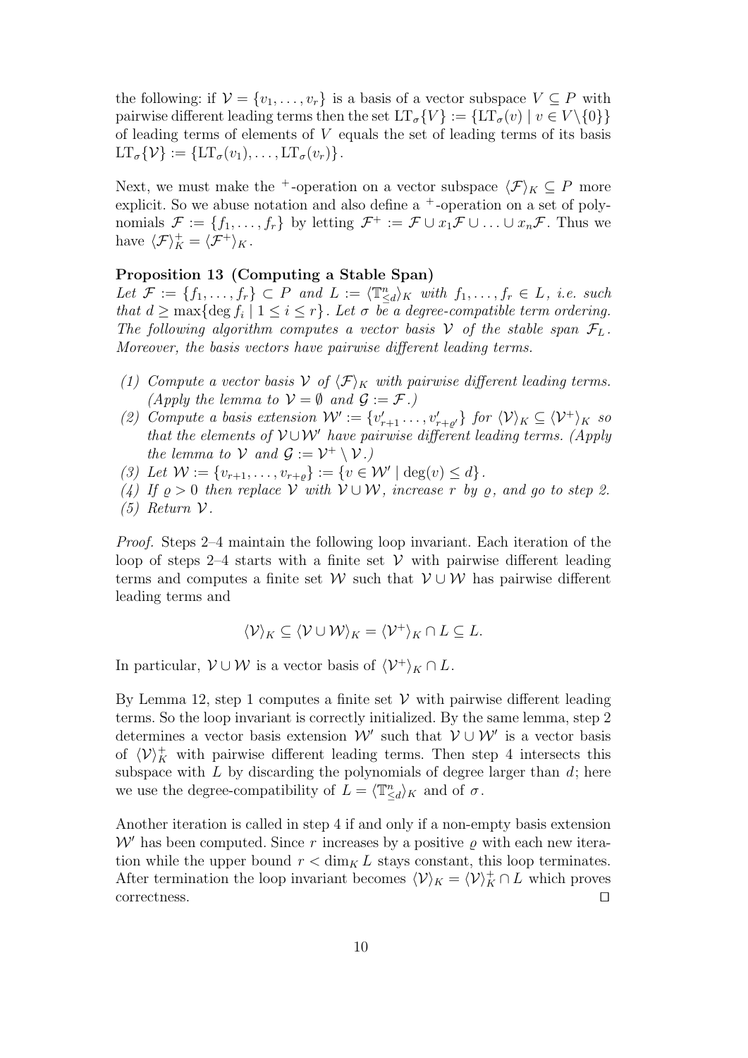the following: if $\mathcal{V} = \{v_1, \ldots, v_r\}$ is a basis of a vector subspace $V \subseteq P$ with pairwise different leading terms then the set $\mathrm{LT}_\sigma\{V\} := \{\mathrm{LT}_\sigma(v) \mid v \in V\setminus\{0\}\}$ of leading terms of elements of $V$ equals the set of leading terms of its basis $\mathrm{LT}_\sigma\{\mathcal{V}\} := \{\mathrm{LT}_\sigma(v_1), \ldots, \mathrm{LT}_\sigma(v_r)\}$.

Next, we must make the $^+$-operation on a vector subspace $\langle \mathcal{F} \rangle_K \subseteq P$ more explicit. So we abuse notation and also define a $^+$-operation on a set of polynomials $\mathcal{F} := \{f_1, \ldots, f_r\}$ by letting $\mathcal{F}^+ := \mathcal{F} \cup x_1\mathcal{F} \cup \ldots \cup x_n\mathcal{F}$. Thus we have $\langle \mathcal{F} \rangle_K^+ = \langle \mathcal{F}^+ \rangle_K$.

**Proposition 13 (Computing a Stable Span)**
*Let $\mathcal{F} := \{f_1, \ldots, f_r\} \subset P$ and $L := \langle \mathbb{T}^n_{\leq d} \rangle_K$ with $f_1, \ldots, f_r \in L$, i.e. such that $d \geq \max\{\deg f_i \mid 1 \leq i \leq r\}$. Let $\sigma$ be a degree-compatible term ordering. The following algorithm computes a vector basis $\mathcal{V}$ of the stable span $\mathcal{F}_L$. Moreover, the basis vectors have pairwise different leading terms.*

*(1) Compute a vector basis $\mathcal{V}$ of $\langle \mathcal{F} \rangle_K$ with pairwise different leading terms. (Apply the lemma to $\mathcal{V} = \emptyset$ and $\mathcal{G} := \mathcal{F}$.)*
*(2) Compute a basis extension $\mathcal{W}' := \{v'_{r+1} \ldots, v'_{r+\varrho'}\}$ for $\langle \mathcal{V} \rangle_K \subseteq \langle \mathcal{V}^+ \rangle_K$ so that the elements of $\mathcal{V} \cup \mathcal{W}'$ have pairwise different leading terms. (Apply the lemma to $\mathcal{V}$ and $\mathcal{G} := \mathcal{V}^+ \setminus \mathcal{V}$.)*
*(3) Let $\mathcal{W} := \{v_{r+1}, \ldots, v_{r+\varrho}\} := \{v \in \mathcal{W}' \mid \deg(v) \leq d\}$.*
*(4) If $\varrho > 0$ then replace $\mathcal{V}$ with $\mathcal{V} \cup \mathcal{W}$, increase $r$ by $\varrho$, and go to step 2.*
*(5) Return $\mathcal{V}$.*

*Proof.* Steps 2–4 maintain the following loop invariant. Each iteration of the loop of steps 2–4 starts with a finite set $\mathcal{V}$ with pairwise different leading terms and computes a finite set $\mathcal{W}$ such that $\mathcal{V} \cup \mathcal{W}$ has pairwise different leading terms and

$$\langle \mathcal{V} \rangle_K \subseteq \langle \mathcal{V} \cup \mathcal{W} \rangle_K = \langle \mathcal{V}^+ \rangle_K \cap L \subseteq L.$$

In particular, $\mathcal{V} \cup \mathcal{W}$ is a vector basis of $\langle \mathcal{V}^+ \rangle_K \cap L$.

By Lemma 12, step 1 computes a finite set $\mathcal{V}$ with pairwise different leading terms. So the loop invariant is correctly initialized. By the same lemma, step 2 determines a vector basis extension $\mathcal{W}'$ such that $\mathcal{V} \cup \mathcal{W}'$ is a vector basis of $\langle \mathcal{V} \rangle_K^+$ with pairwise different leading terms. Then step 4 intersects this subspace with $L$ by discarding the polynomials of degree larger than $d$; here we use the degree-compatibility of $L = \langle \mathbb{T}^n_{\leq d} \rangle_K$ and of $\sigma$.

Another iteration is called in step 4 if and only if a non-empty basis extension $\mathcal{W}'$ has been computed. Since $r$ increases by a positive $\varrho$ with each new iteration while the upper bound $r < \dim_K L$ stays constant, this loop terminates. After termination the loop invariant becomes $\langle \mathcal{V} \rangle_K = \langle \mathcal{V} \rangle_K^+ \cap L$ which proves correctness. ☐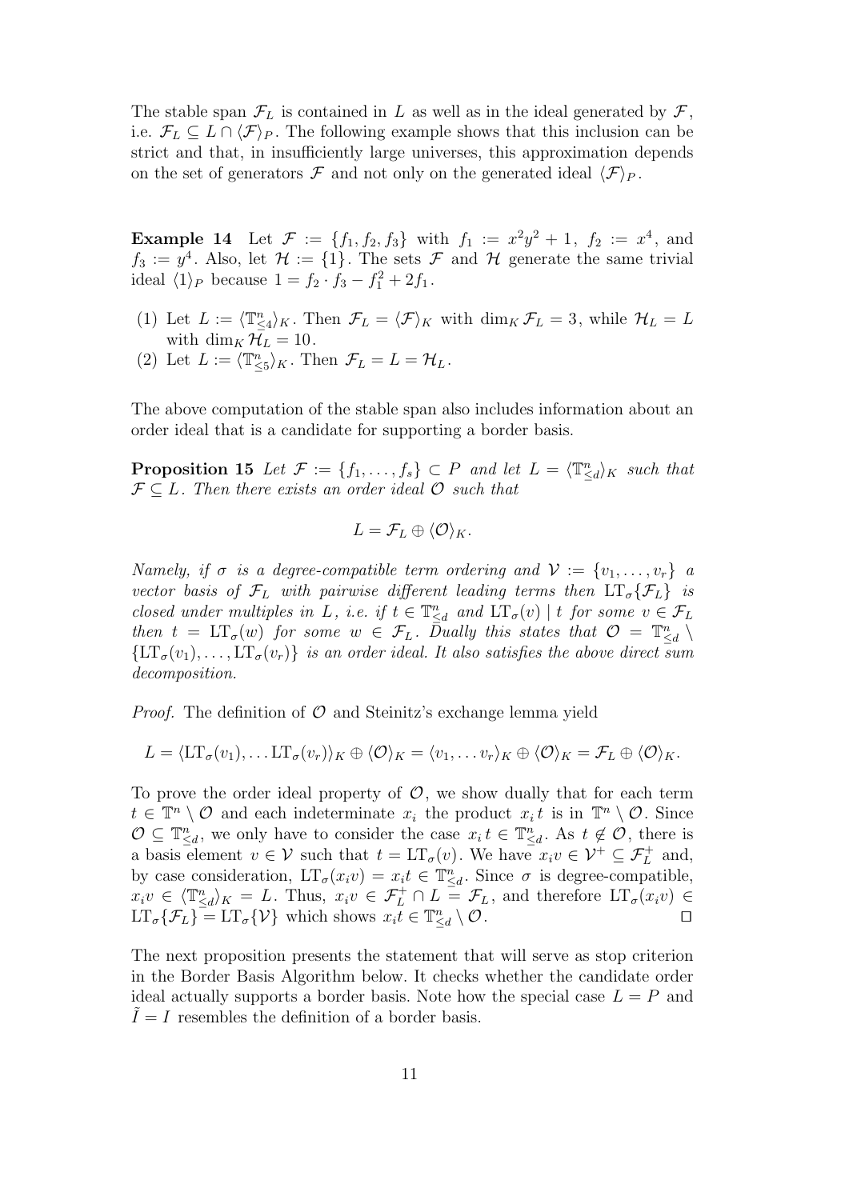The stable span $\mathcal{F}_L$ is contained in $L$ as well as in the ideal generated by $\mathcal{F}$, i.e. $\mathcal{F}_L \subseteq L \cap \langle \mathcal{F} \rangle_P$. The following example shows that this inclusion can be strict and that, in insufficiently large universes, this approximation depends on the set of generators $\mathcal{F}$ and not only on the generated ideal $\langle \mathcal{F} \rangle_P$.

**Example 14** Let $\mathcal{F} := \{f_1, f_2, f_3\}$ with $f_1 := x^2y^2 + 1$, $f_2 := x^4$, and $f_3 := y^4$. Also, let $\mathcal{H} := \{1\}$. The sets $\mathcal{F}$ and $\mathcal{H}$ generate the same trivial ideal $\langle 1 \rangle_P$ because $1 = f_2 \cdot f_3 - f_1^2 + 2f_1$.

(1) Let $L := \langle \mathbb{T}^n_{\leq 4} \rangle_K$. Then $\mathcal{F}_L = \langle \mathcal{F} \rangle_K$ with $\dim_K \mathcal{F}_L = 3$, while $\mathcal{H}_L = L$ with $\dim_K \mathcal{H}_L = 10$.
(2) Let $L := \langle \mathbb{T}^n_{\leq 5} \rangle_K$. Then $\mathcal{F}_L = L = \mathcal{H}_L$.

The above computation of the stable span also includes information about an order ideal that is a candidate for supporting a border basis.

**Proposition 15** *Let $\mathcal{F} := \{f_1, \ldots, f_s\} \subset P$ and let $L = \langle \mathbb{T}^n_{\leq d} \rangle_K$ such that $\mathcal{F} \subseteq L$. Then there exists an order ideal $\mathcal{O}$ such that*

$$L = \mathcal{F}_L \oplus \langle \mathcal{O} \rangle_K.$$

*Namely, if $\sigma$ is a degree-compatible term ordering and $\mathcal{V} := \{v_1, \ldots, v_r\}$ a vector basis of $\mathcal{F}_L$ with pairwise different leading terms then $\mathrm{LT}_\sigma\{\mathcal{F}_L\}$ is closed under multiples in $L$, i.e. if $t \in \mathbb{T}^n_{\leq d}$ and $\mathrm{LT}_\sigma(v) \mid t$ for some $v \in \mathcal{F}_L$ then $t = \mathrm{LT}_\sigma(w)$ for some $w \in \mathcal{F}_L$. Dually this states that $\mathcal{O} = \mathbb{T}^n_{\leq d} \setminus \{\mathrm{LT}_\sigma(v_1), \ldots, \mathrm{LT}_\sigma(v_r)\}$ is an order ideal. It also satisfies the above direct sum decomposition.*

*Proof.* The definition of $\mathcal{O}$ and Steinitz's exchange lemma yield

$$L = \langle \mathrm{LT}_\sigma(v_1), \ldots \mathrm{LT}_\sigma(v_r) \rangle_K \oplus \langle \mathcal{O} \rangle_K = \langle v_1, \ldots v_r \rangle_K \oplus \langle \mathcal{O} \rangle_K = \mathcal{F}_L \oplus \langle \mathcal{O} \rangle_K.$$

To prove the order ideal property of $\mathcal{O}$, we show dually that for each term $t \in \mathbb{T}^n \setminus \mathcal{O}$ and each indeterminate $x_i$ the product $x_i t$ is in $\mathbb{T}^n \setminus \mathcal{O}$. Since $\mathcal{O} \subseteq \mathbb{T}^n_{\leq d}$, we only have to consider the case $x_i t \in \mathbb{T}^n_{\leq d}$. As $t \notin \mathcal{O}$, there is a basis element $v \in \mathcal{V}$ such that $t = \mathrm{LT}_\sigma(v)$. We have $x_i v \in \mathcal{V}^+ \subseteq \mathcal{F}_L^+$ and, by case consideration, $\mathrm{LT}_\sigma(x_i v) = x_i t \in \mathbb{T}^n_{\leq d}$. Since $\sigma$ is degree-compatible, $x_i v \in \langle \mathbb{T}^n_{\leq d} \rangle_K = L$. Thus, $x_i v \in \mathcal{F}_L^+ \cap L = \mathcal{F}_L$, and therefore $\mathrm{LT}_\sigma(x_i v) \in \mathrm{LT}_\sigma\{\mathcal{F}_L\} = \mathrm{LT}_\sigma\{\mathcal{V}\}$ which shows $x_i t \in \mathbb{T}^n_{\leq d} \setminus \mathcal{O}$. $\square$

The next proposition presents the statement that will serve as stop criterion in the Border Basis Algorithm below. It checks whether the candidate order ideal actually supports a border basis. Note how the special case $L = P$ and $\tilde{I} = I$ resembles the definition of a border basis.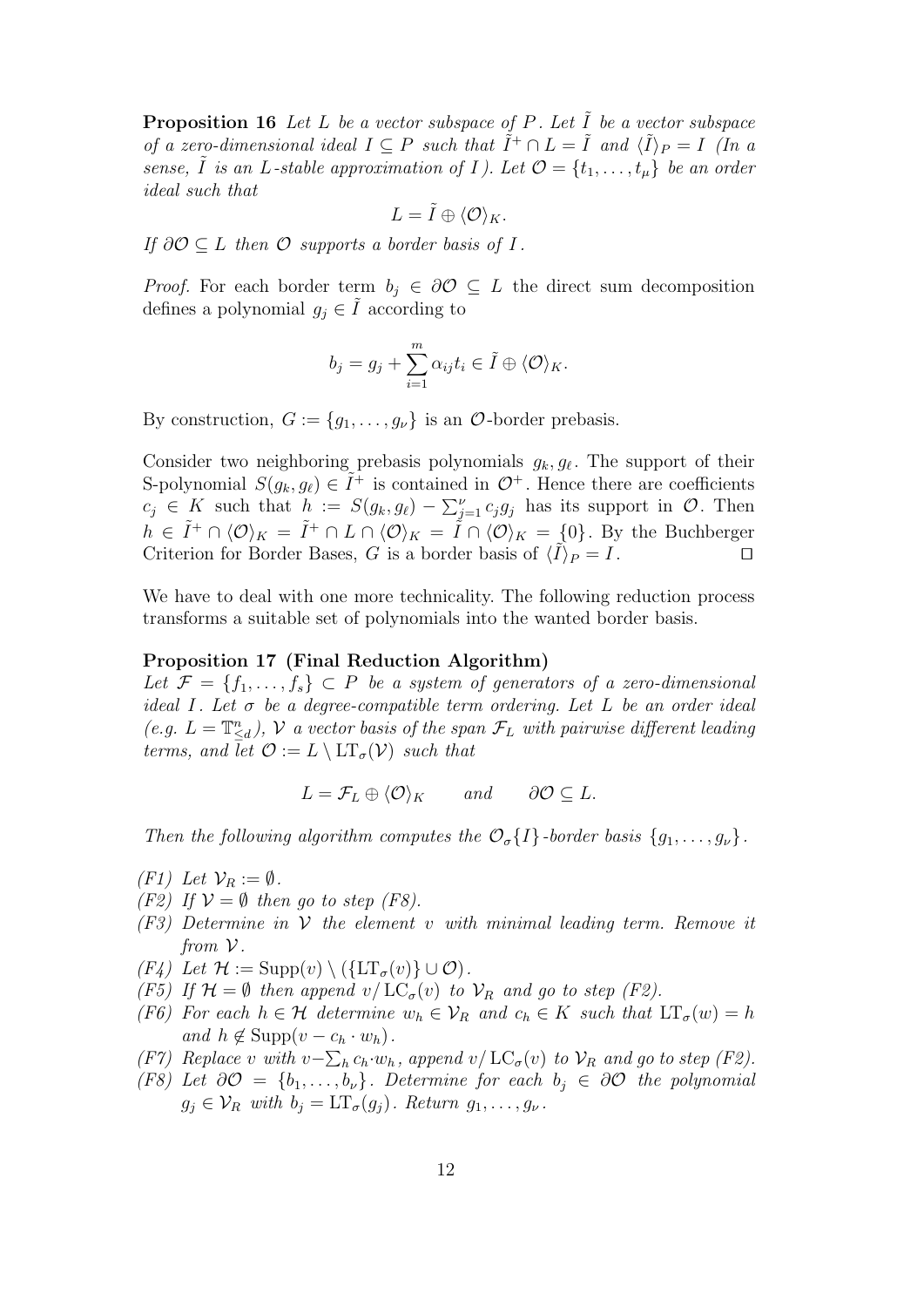**Proposition 16** *Let $L$ be a vector subspace of $P$. Let $\tilde{I}$ be a vector subspace of a zero-dimensional ideal $I \subseteq P$ such that $\tilde{I}^+ \cap L = \tilde{I}$ and $\langle \tilde{I} \rangle_P = I$ (In a sense, $\tilde{I}$ is an $L$-stable approximation of $I$). Let $\mathcal{O} = \{t_1, \ldots, t_\mu\}$ be an order ideal such that*

$$L = \tilde{I} \oplus \langle \mathcal{O} \rangle_K.$$

*If $\partial\mathcal{O} \subseteq L$ then $\mathcal{O}$ supports a border basis of $I$.*

*Proof.* For each border term $b_j \in \partial\mathcal{O} \subseteq L$ the direct sum decomposition defines a polynomial $g_j \in \tilde{I}$ according to

$$b_j = g_j + \sum_{i=1}^{m} \alpha_{ij} t_i \in \tilde{I} \oplus \langle \mathcal{O} \rangle_K.$$

By construction, $G := \{g_1, \ldots, g_\nu\}$ is an $\mathcal{O}$-border prebasis.

Consider two neighboring prebasis polynomials $g_k, g_\ell$. The support of their S-polynomial $S(g_k, g_\ell) \in \tilde{I}^+$ is contained in $\mathcal{O}^+$. Hence there are coefficients $c_j \in K$ such that $h := S(g_k, g_\ell) - \sum_{j=1}^{\nu} c_j g_j$ has its support in $\mathcal{O}$. Then $h \in \tilde{I}^+ \cap \langle \mathcal{O} \rangle_K = \tilde{I}^+ \cap L \cap \langle \mathcal{O} \rangle_K = \tilde{I} \cap \langle \mathcal{O} \rangle_K = \{0\}$. By the Buchberger Criterion for Border Bases, $G$ is a border basis of $\langle \tilde{I} \rangle_P = I$. $\square$

We have to deal with one more technicality. The following reduction process transforms a suitable set of polynomials into the wanted border basis.

**Proposition 17 (Final Reduction Algorithm)**
*Let $\mathcal{F} = \{f_1, \ldots, f_s\} \subset P$ be a system of generators of a zero-dimensional ideal $I$. Let $\sigma$ be a degree-compatible term ordering. Let $L$ be an order ideal (e.g. $L = \mathbb{T}^n_{\leq d}$), $\mathcal{V}$ a vector basis of the span $\mathcal{F}_L$ with pairwise different leading terms, and let $\mathcal{O} := L \setminus \mathrm{LT}_\sigma(\mathcal{V})$ such that*

$$L = \mathcal{F}_L \oplus \langle \mathcal{O} \rangle_K \qquad \text{and} \qquad \partial\mathcal{O} \subseteq L.$$

*Then the following algorithm computes the $\mathcal{O}_\sigma\{I\}$-border basis $\{g_1, \ldots, g_\nu\}$.*

- *(F1) Let $\mathcal{V}_R := \emptyset$.*
- *(F2) If $\mathcal{V} = \emptyset$ then go to step (F8).*
- *(F3) Determine in $\mathcal{V}$ the element $v$ with minimal leading term. Remove it from $\mathcal{V}$.*
- *(F4) Let $\mathcal{H} := \mathrm{Supp}(v) \setminus (\{\mathrm{LT}_\sigma(v)\} \cup \mathcal{O})$.*
- *(F5) If $\mathcal{H} = \emptyset$ then append $v/\mathrm{LC}_\sigma(v)$ to $\mathcal{V}_R$ and go to step (F2).*
- *(F6) For each $h \in \mathcal{H}$ determine $w_h \in \mathcal{V}_R$ and $c_h \in K$ such that $\mathrm{LT}_\sigma(w) = h$ and $h \notin \mathrm{Supp}(v - c_h \cdot w_h)$.*
- *(F7) Replace $v$ with $v - \sum_h c_h \cdot w_h$, append $v/\mathrm{LC}_\sigma(v)$ to $\mathcal{V}_R$ and go to step (F2).*
- *(F8) Let $\partial\mathcal{O} = \{b_1, \ldots, b_\nu\}$. Determine for each $b_j \in \partial\mathcal{O}$ the polynomial $g_j \in \mathcal{V}_R$ with $b_j = \mathrm{LT}_\sigma(g_j)$. Return $g_1, \ldots, g_\nu$.*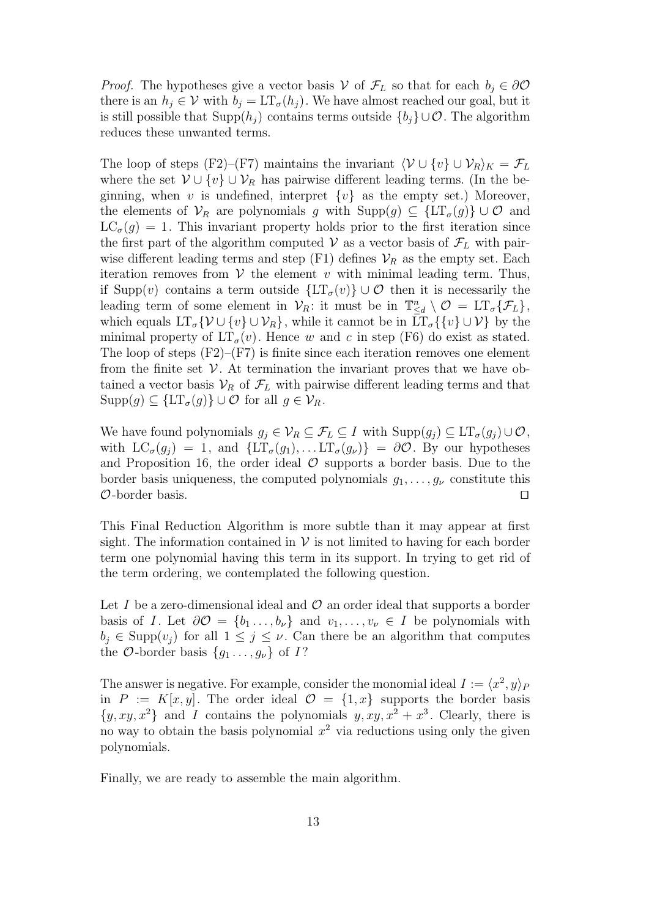*Proof.* The hypotheses give a vector basis $\mathcal{V}$ of $\mathcal{F}_L$ so that for each $b_j \in \partial\mathcal{O}$ there is an $h_j \in \mathcal{V}$ with $b_j = \mathrm{LT}_\sigma(h_j)$. We have almost reached our goal, but it is still possible that $\mathrm{Supp}(h_j)$ contains terms outside $\{b_j\} \cup \mathcal{O}$. The algorithm reduces these unwanted terms.

The loop of steps (F2)–(F7) maintains the invariant $\langle \mathcal{V} \cup \{v\} \cup \mathcal{V}_R \rangle_K = \mathcal{F}_L$ where the set $\mathcal{V} \cup \{v\} \cup \mathcal{V}_R$ has pairwise different leading terms. (In the beginning, when $v$ is undefined, interpret $\{v\}$ as the empty set.) Moreover, the elements of $\mathcal{V}_R$ are polynomials $g$ with $\mathrm{Supp}(g) \subseteq \{\mathrm{LT}_\sigma(g)\} \cup \mathcal{O}$ and $\mathrm{LC}_\sigma(g) = 1$. This invariant property holds prior to the first iteration since the first part of the algorithm computed $\mathcal{V}$ as a vector basis of $\mathcal{F}_L$ with pairwise different leading terms and step (F1) defines $\mathcal{V}_R$ as the empty set. Each iteration removes from $\mathcal{V}$ the element $v$ with minimal leading term. Thus, if $\mathrm{Supp}(v)$ contains a term outside $\{\mathrm{LT}_\sigma(v)\} \cup \mathcal{O}$ then it is necessarily the leading term of some element in $\mathcal{V}_R$: it must be in $\mathbb{T}^n_{\leq d} \setminus \mathcal{O} = \mathrm{LT}_\sigma\{\mathcal{F}_L\}$, which equals $\mathrm{LT}_\sigma\{\mathcal{V} \cup \{v\} \cup \mathcal{V}_R\}$, while it cannot be in $\mathrm{LT}_\sigma\{\{v\} \cup \mathcal{V}\}$ by the minimal property of $\mathrm{LT}_\sigma(v)$. Hence $w$ and $c$ in step (F6) do exist as stated. The loop of steps (F2)–(F7) is finite since each iteration removes one element from the finite set $\mathcal{V}$. At termination the invariant proves that we have obtained a vector basis $\mathcal{V}_R$ of $\mathcal{F}_L$ with pairwise different leading terms and that $\mathrm{Supp}(g) \subseteq \{\mathrm{LT}_\sigma(g)\} \cup \mathcal{O}$ for all $g \in \mathcal{V}_R$.

We have found polynomials $g_j \in \mathcal{V}_R \subseteq \mathcal{F}_L \subseteq I$ with $\mathrm{Supp}(g_j) \subseteq \mathrm{LT}_\sigma(g_j) \cup \mathcal{O}$, with $\mathrm{LC}_\sigma(g_j) = 1$, and $\{\mathrm{LT}_\sigma(g_1), \ldots \mathrm{LT}_\sigma(g_\nu)\} = \partial\mathcal{O}$. By our hypotheses and Proposition 16, the order ideal $\mathcal{O}$ supports a border basis. Due to the border basis uniqueness, the computed polynomials $g_1, \ldots, g_\nu$ constitute this $\mathcal{O}$-border basis. $\square$

This Final Reduction Algorithm is more subtle than it may appear at first sight. The information contained in $\mathcal{V}$ is not limited to having for each border term one polynomial having this term in its support. In trying to get rid of the term ordering, we contemplated the following question.

Let $I$ be a zero-dimensional ideal and $\mathcal{O}$ an order ideal that supports a border basis of $I$. Let $\partial\mathcal{O} = \{b_1 \ldots, b_\nu\}$ and $v_1, \ldots, v_\nu \in I$ be polynomials with $b_j \in \mathrm{Supp}(v_j)$ for all $1 \leq j \leq \nu$. Can there be an algorithm that computes the $\mathcal{O}$-border basis $\{g_1 \ldots, g_\nu\}$ of $I$?

The answer is negative. For example, consider the monomial ideal $I := \langle x^2, y \rangle_P$ in $P := K[x, y]$. The order ideal $\mathcal{O} = \{1, x\}$ supports the border basis $\{y, xy, x^2\}$ and $I$ contains the polynomials $y, xy, x^2 + x^3$. Clearly, there is no way to obtain the basis polynomial $x^2$ via reductions using only the given polynomials.

Finally, we are ready to assemble the main algorithm.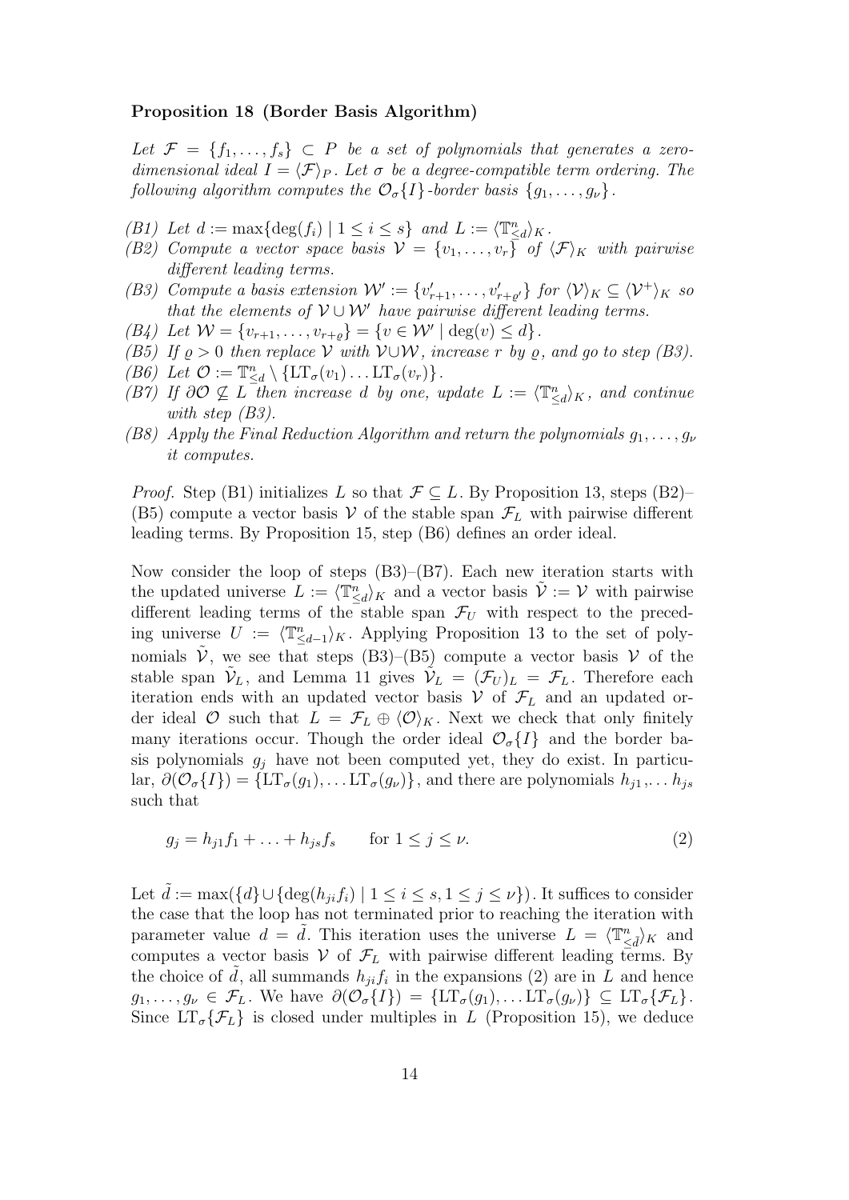**Proposition 18 (Border Basis Algorithm)**

*Let $\mathcal{F} = \{f_1, \ldots, f_s\} \subset P$ be a set of polynomials that generates a zero-dimensional ideal $I = \langle \mathcal{F} \rangle_P$. Let $\sigma$ be a degree-compatible term ordering. The following algorithm computes the $\mathcal{O}_\sigma\{I\}$-border basis $\{g_1, \ldots, g_\nu\}$.*

*(B1) Let $d := \max\{\deg(f_i) \mid 1 \leq i \leq s\}$ and $L := \langle \mathbb{T}^n_{\leq d} \rangle_K$.*

*(B2) Compute a vector space basis $\mathcal{V} = \{v_1, \ldots, v_r\}$ of $\langle \mathcal{F} \rangle_K$ with pairwise different leading terms.*

*(B3) Compute a basis extension $\mathcal{W}' := \{v'_{r+1}, \ldots, v'_{r+\varrho'}\}$ for $\langle \mathcal{V} \rangle_K \subseteq \langle \mathcal{V}^+ \rangle_K$ so that the elements of $\mathcal{V} \cup \mathcal{W}'$ have pairwise different leading terms.*

*(B4) Let $\mathcal{W} = \{v_{r+1}, \ldots, v_{r+\varrho}\} = \{v \in \mathcal{W}' \mid \deg(v) \leq d\}$.*

*(B5) If $\varrho > 0$ then replace $\mathcal{V}$ with $\mathcal{V} \cup \mathcal{W}$, increase $r$ by $\varrho$, and go to step (B3).*

*(B6) Let $\mathcal{O} := \mathbb{T}^n_{\leq d} \setminus \{\mathrm{LT}_\sigma(v_1) \ldots \mathrm{LT}_\sigma(v_r)\}$.*

*(B7) If $\partial \mathcal{O} \not\subseteq L$ then increase $d$ by one, update $L := \langle \mathbb{T}^n_{\leq d} \rangle_K$, and continue with step (B3).*

*(B8) Apply the Final Reduction Algorithm and return the polynomials $g_1, \ldots, g_\nu$ it computes.*

*Proof.* Step (B1) initializes $L$ so that $\mathcal{F} \subseteq L$. By Proposition 13, steps (B2)–(B5) compute a vector basis $\mathcal{V}$ of the stable span $\mathcal{F}_L$ with pairwise different leading terms. By Proposition 15, step (B6) defines an order ideal.

Now consider the loop of steps (B3)–(B7). Each new iteration starts with the updated universe $L := \langle \mathbb{T}^n_{\leq d} \rangle_K$ and a vector basis $\tilde{\mathcal{V}} := \mathcal{V}$ with pairwise different leading terms of the stable span $\mathcal{F}_U$ with respect to the preceding universe $U := \langle \mathbb{T}^n_{\leq d-1} \rangle_K$. Applying Proposition 13 to the set of polynomials $\tilde{\mathcal{V}}$, we see that steps (B3)–(B5) compute a vector basis $\mathcal{V}$ of the stable span $\tilde{\mathcal{V}}_L$, and Lemma 11 gives $\tilde{\mathcal{V}}_L = (\mathcal{F}_U)_L = \mathcal{F}_L$. Therefore each iteration ends with an updated vector basis $\mathcal{V}$ of $\mathcal{F}_L$ and an updated order ideal $\mathcal{O}$ such that $L = \mathcal{F}_L \oplus \langle \mathcal{O} \rangle_K$. Next we check that only finitely many iterations occur. Though the order ideal $\mathcal{O}_\sigma\{I\}$ and the border basis polynomials $g_j$ have not been computed yet, they do exist. In particular, $\partial(\mathcal{O}_\sigma\{I\}) = \{\mathrm{LT}_\sigma(g_1), \ldots \mathrm{LT}_\sigma(g_\nu)\}$, and there are polynomials $h_{j1}, \ldots h_{js}$ such that

$$g_j = h_{j1} f_1 + \ldots + h_{js} f_s \qquad \text{for } 1 \leq j \leq \nu. \tag{2}$$

Let $\tilde{d} := \max(\{d\} \cup \{\deg(h_{ji} f_i) \mid 1 \leq i \leq s, 1 \leq j \leq \nu\})$. It suffices to consider the case that the loop has not terminated prior to reaching the iteration with parameter value $d = \tilde{d}$. This iteration uses the universe $L = \langle \mathbb{T}^n_{\leq \tilde{d}} \rangle_K$ and computes a vector basis $\mathcal{V}$ of $\mathcal{F}_L$ with pairwise different leading terms. By the choice of $\tilde{d}$, all summands $h_{ji} f_i$ in the expansions (2) are in $L$ and hence $g_1, \ldots, g_\nu \in \mathcal{F}_L$. We have $\partial(\mathcal{O}_\sigma\{I\}) = \{\mathrm{LT}_\sigma(g_1), \ldots \mathrm{LT}_\sigma(g_\nu)\} \subseteq \mathrm{LT}_\sigma\{\mathcal{F}_L\}$. Since $\mathrm{LT}_\sigma\{\mathcal{F}_L\}$ is closed under multiples in $L$ (Proposition 15), we deduce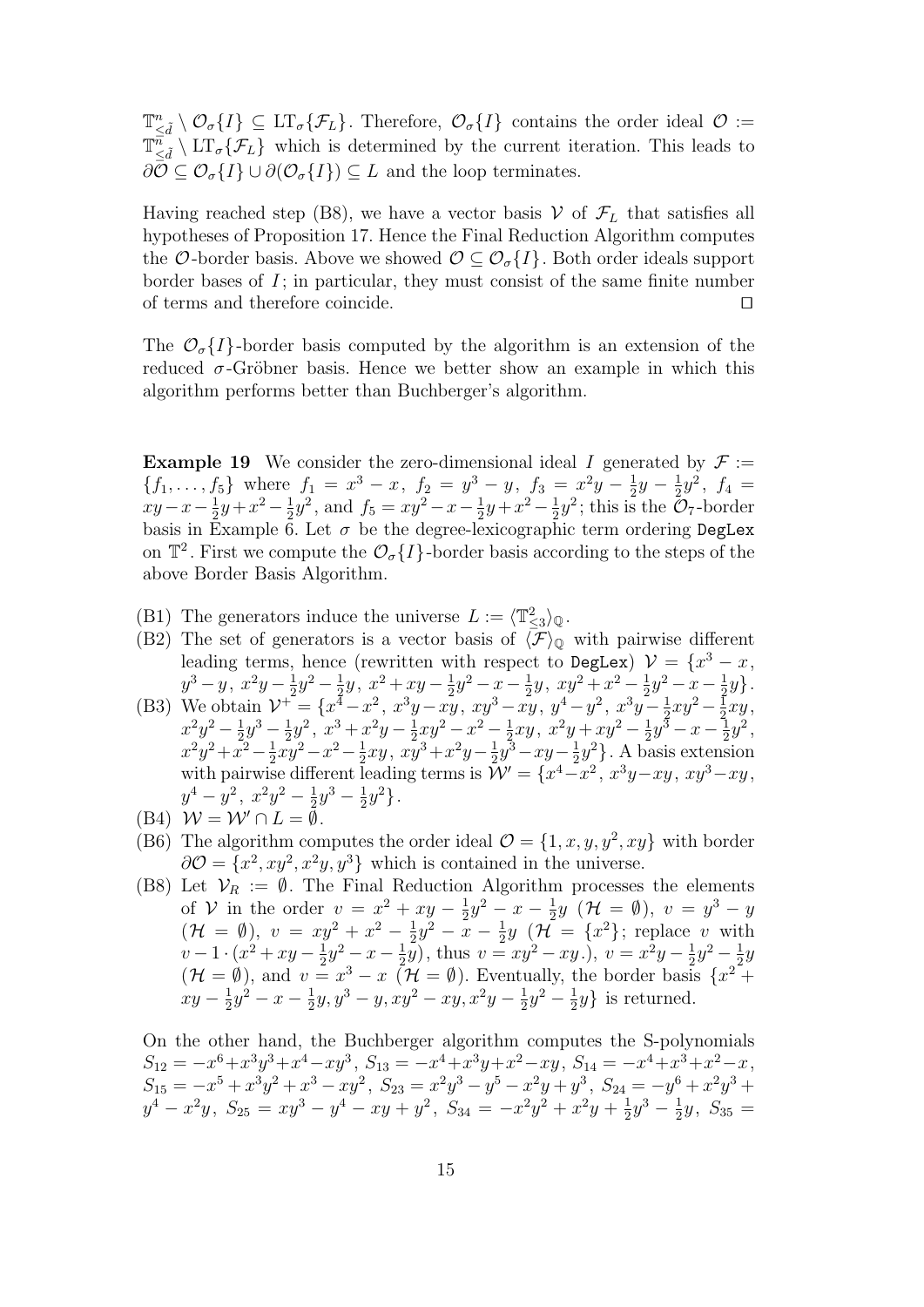$\mathbb{T}^n_{\leq \tilde{d}} \setminus \mathcal{O}_\sigma\{I\} \subseteq \mathrm{LT}_\sigma\{\mathcal{F}_L\}$. Therefore, $\mathcal{O}_\sigma\{I\}$ contains the order ideal $\mathcal{O} := \mathbb{T}^n_{\leq \tilde{d}} \setminus \mathrm{LT}_\sigma\{\mathcal{F}_L\}$ which is determined by the current iteration. This leads to $\partial\mathcal{O} \subseteq \mathcal{O}_\sigma\{I\} \cup \partial(\mathcal{O}_\sigma\{I\}) \subseteq L$ and the loop terminates.

Having reached step (B8), we have a vector basis $\mathcal{V}$ of $\mathcal{F}_L$ that satisfies all hypotheses of Proposition 17. Hence the Final Reduction Algorithm computes the $\mathcal{O}$-border basis. Above we showed $\mathcal{O} \subseteq \mathcal{O}_\sigma\{I\}$. Both order ideals support border bases of $I$; in particular, they must consist of the same finite number of terms and therefore coincide. □

The $\mathcal{O}_\sigma\{I\}$-border basis computed by the algorithm is an extension of the reduced $\sigma$-Gröbner basis. Hence we better show an example in which this algorithm performs better than Buchberger's algorithm.

**Example 19** We consider the zero-dimensional ideal $I$ generated by $\mathcal{F} := \{f_1, \ldots, f_5\}$ where $f_1 = x^3 - x$, $f_2 = y^3 - y$, $f_3 = x^2y - \frac{1}{2}y - \frac{1}{2}y^2$, $f_4 = xy - x - \frac{1}{2}y + x^2 - \frac{1}{2}y^2$, and $f_5 = xy^2 - x - \frac{1}{2}y + x^2 - \frac{1}{2}y^2$; this is the $\mathcal{O}_7$-border basis in Example 6. Let $\sigma$ be the degree-lexicographic term ordering `DegLex` on $\mathbb{T}^2$. First we compute the $\mathcal{O}_\sigma\{I\}$-border basis according to the steps of the above Border Basis Algorithm.

- (B1) The generators induce the universe $L := \langle \mathbb{T}^2_{\leq 3} \rangle_{\mathbb{Q}}$.
- (B2) The set of generators is a vector basis of $\langle \mathcal{F} \rangle_{\mathbb{Q}}$ with pairwise different leading terms, hence (rewritten with respect to `DegLex`) $\mathcal{V} = \{x^3 - x,\ y^3 - y,\ x^2y - \frac{1}{2}y^2 - \frac{1}{2}y,\ x^2 + xy - \frac{1}{2}y^2 - x - \frac{1}{2}y,\ xy^2 + x^2 - \frac{1}{2}y^2 - x - \frac{1}{2}y\}$.
- (B3) We obtain $\mathcal{V}^+ = \{x^4 - x^2,\ x^3y - xy,\ xy^3 - xy,\ y^4 - y^2,\ x^3y - \frac{1}{2}xy^2 - \frac{1}{2}xy,\ x^2y^2 - \frac{1}{2}y^3 - \frac{1}{2}y^2,\ x^3 + x^2y - \frac{1}{2}xy^2 - x^2 - \frac{1}{2}xy,\ x^2y + xy^2 - \frac{1}{2}y^3 - x - \frac{1}{2}y^2,\ x^2y^2 + x^2 - \frac{1}{2}xy^2 - x^2 - \frac{1}{2}xy,\ xy^3 + x^2y - \frac{1}{2}y^3 - xy - \frac{1}{2}y^2\}$. A basis extension with pairwise different leading terms is $\mathcal{W}' = \{x^4 - x^2,\ x^3y - xy,\ xy^3 - xy,\ y^4 - y^2,\ x^2y^2 - \frac{1}{2}y^3 - \frac{1}{2}y^2\}$.
- (B4) $\mathcal{W} = \mathcal{W}' \cap L = \emptyset$.
- (B6) The algorithm computes the order ideal $\mathcal{O} = \{1, x, y, y^2, xy\}$ with border $\partial\mathcal{O} = \{x^2, xy^2, x^2y, y^3\}$ which is contained in the universe.
- (B8) Let $\mathcal{V}_R := \emptyset$. The Final Reduction Algorithm processes the elements of $\mathcal{V}$ in the order $v = x^2 + xy - \frac{1}{2}y^2 - x - \frac{1}{2}y$ ($\mathcal{H} = \emptyset$), $v = y^3 - y$ ($\mathcal{H} = \emptyset$), $v = xy^2 + x^2 - \frac{1}{2}y^2 - x - \frac{1}{2}y$ ($\mathcal{H} = \{x^2\}$; replace $v$ with $v - 1 \cdot (x^2 + xy - \frac{1}{2}y^2 - x - \frac{1}{2}y)$, thus $v = xy^2 - xy$.), $v = x^2y - \frac{1}{2}y^2 - \frac{1}{2}y$ ($\mathcal{H} = \emptyset$), and $v = x^3 - x$ ($\mathcal{H} = \emptyset$). Eventually, the border basis $\{x^2 + xy - \frac{1}{2}y^2 - x - \frac{1}{2}y, y^3 - y, xy^2 - xy, x^2y - \frac{1}{2}y^2 - \frac{1}{2}y\}$ is returned.

On the other hand, the Buchberger algorithm computes the S-polynomials $S_{12} = -x^6 + x^3y^3 + x^4 - xy^3$, $S_{13} = -x^4 + x^3y + x^2 - xy$, $S_{14} = -x^4 + x^3 + x^2 - x$, $S_{15} = -x^5 + x^3y^2 + x^3 - xy^2$, $S_{23} = x^2y^3 - y^5 - x^2y + y^3$, $S_{24} = -y^6 + x^2y^3 + y^4 - x^2y$, $S_{25} = xy^3 - y^4 - xy + y^2$, $S_{34} = -x^2y^2 + x^2y + \frac{1}{2}y^3 - \frac{1}{2}y$, $S_{35} =$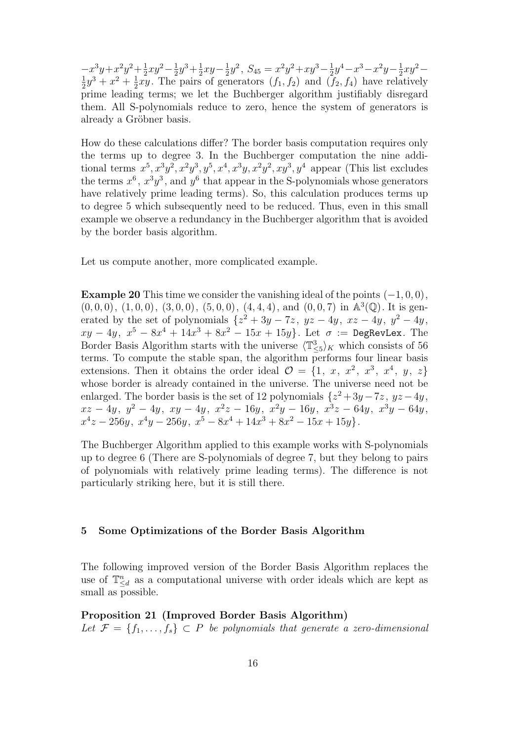$-x^3y+x^2y^2+\frac{1}{2}xy^2-\frac{1}{2}y^3+\frac{1}{2}xy-\frac{1}{2}y^2$, $S_{45} = x^2y^2+xy^3-\frac{1}{2}y^4-x^3-x^2y-\frac{1}{2}xy^2-\frac{1}{2}y^3+x^2+\frac{1}{2}xy$. The pairs of generators $(f_1, f_2)$ and $(f_2, f_4)$ have relatively prime leading terms; we let the Buchberger algorithm justifiably disregard them. All S-polynomials reduce to zero, hence the system of generators is already a Gröbner basis.

How do these calculations differ? The border basis computation requires only the terms up to degree 3. In the Buchberger computation the nine additional terms $x^5, x^3y^2, x^2y^3, y^5, x^4, x^3y, x^2y^2, xy^3, y^4$ appear (This list excludes the terms $x^6$, $x^3y^3$, and $y^6$ that appear in the S-polynomials whose generators have relatively prime leading terms). So, this calculation produces terms up to degree 5 which subsequently need to be reduced. Thus, even in this small example we observe a redundancy in the Buchberger algorithm that is avoided by the border basis algorithm.

Let us compute another, more complicated example.

**Example 20** This time we consider the vanishing ideal of the points $(-1,0,0)$, $(0,0,0)$, $(1,0,0)$, $(3,0,0)$, $(5,0,0)$, $(4,4,4)$, and $(0,0,7)$ in $\mathbb{A}^3(\mathbb{Q})$. It is generated by the set of polynomials $\{z^2+3y-7z,\ yz-4y,\ xz-4y,\ y^2-4y,\ xy-4y,\ x^5-8x^4+14x^3+8x^2-15x+15y\}$. Let $\sigma :=$ `DegRevLex`. The Border Basis Algorithm starts with the universe $\langle \mathbb{T}^3_{\leq 5}\rangle_K$ which consists of 56 terms. To compute the stable span, the algorithm performs four linear basis extensions. Then it obtains the order ideal $\mathcal{O} = \{1,\ x,\ x^2,\ x^3,\ x^4,\ y,\ z\}$ whose border is already contained in the universe. The universe need not be enlarged. The border basis is the set of 12 polynomials $\{z^2+3y-7z,\ yz-4y,\ xz-4y,\ y^2-4y,\ xy-4y,\ x^2z-16y,\ x^2y-16y,\ x^3z-64y,\ x^3y-64y,\ x^4z-256y,\ x^4y-256y,\ x^5-8x^4+14x^3+8x^2-15x+15y\}$.

The Buchberger Algorithm applied to this example works with S-polynomials up to degree 6 (There are S-polynomials of degree 7, but they belong to pairs of polynomials with relatively prime leading terms). The difference is not particularly striking here, but it is still there.

## 5 Some Optimizations of the Border Basis Algorithm

The following improved version of the Border Basis Algorithm replaces the use of $\mathbb{T}^n_{\leq d}$ as a computational universe with order ideals which are kept as small as possible.

**Proposition 21 (Improved Border Basis Algorithm)**
*Let $\mathcal{F} = \{f_1, \ldots, f_s\} \subset P$ be polynomials that generate a zero-dimensional*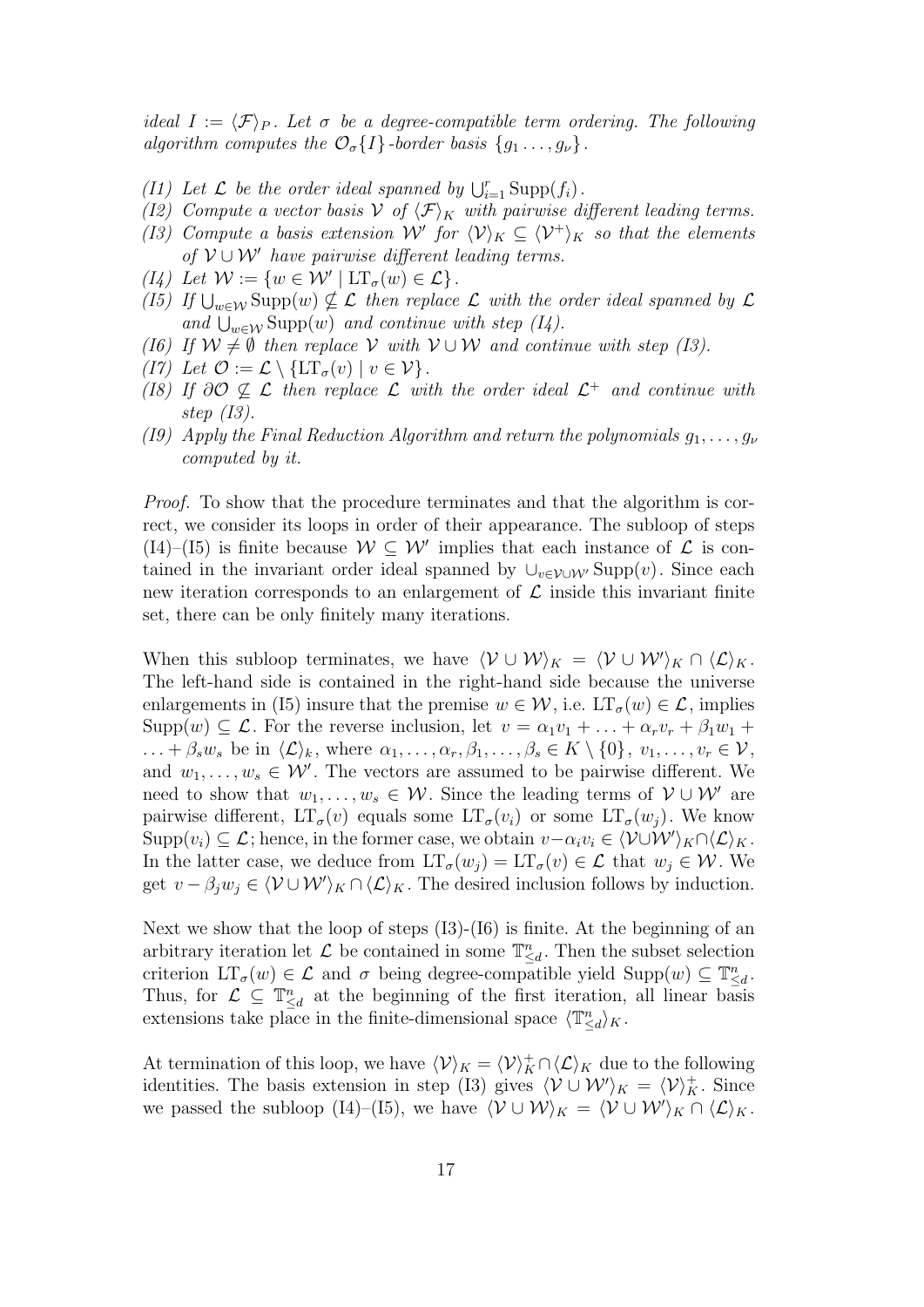*ideal $I := \langle \mathcal{F} \rangle_P$. Let $\sigma$ be a degree-compatible term ordering. The following algorithm computes the $\mathcal{O}_\sigma\{I\}$-border basis $\{g_1 \dots, g_\nu\}$.*

*(I1) Let $\mathcal{L}$ be the order ideal spanned by $\bigcup_{i=1}^r \operatorname{Supp}(f_i)$.*
*(I2) Compute a vector basis $\mathcal{V}$ of $\langle \mathcal{F} \rangle_K$ with pairwise different leading terms.*
*(I3) Compute a basis extension $\mathcal{W}'$ for $\langle \mathcal{V} \rangle_K \subseteq \langle \mathcal{V}^+ \rangle_K$ so that the elements of $\mathcal{V} \cup \mathcal{W}'$ have pairwise different leading terms.*
*(I4) Let $\mathcal{W} := \{w \in \mathcal{W}' \mid \operatorname{LT}_\sigma(w) \in \mathcal{L}\}$.*
*(I5) If $\bigcup_{w \in \mathcal{W}} \operatorname{Supp}(w) \not\subseteq \mathcal{L}$ then replace $\mathcal{L}$ with the order ideal spanned by $\mathcal{L}$ and $\bigcup_{w \in \mathcal{W}} \operatorname{Supp}(w)$ and continue with step (I4).*
*(I6) If $\mathcal{W} \neq \emptyset$ then replace $\mathcal{V}$ with $\mathcal{V} \cup \mathcal{W}$ and continue with step (I3).*
*(I7) Let $\mathcal{O} := \mathcal{L} \setminus \{\operatorname{LT}_\sigma(v) \mid v \in \mathcal{V}\}$.*
*(I8) If $\partial\mathcal{O} \not\subseteq \mathcal{L}$ then replace $\mathcal{L}$ with the order ideal $\mathcal{L}^+$ and continue with step (I3).*
*(I9) Apply the Final Reduction Algorithm and return the polynomials $g_1, \dots, g_\nu$ computed by it.*

*Proof.* To show that the procedure terminates and that the algorithm is correct, we consider its loops in order of their appearance. The subloop of steps (I4)–(I5) is finite because $\mathcal{W} \subseteq \mathcal{W}'$ implies that each instance of $\mathcal{L}$ is contained in the invariant order ideal spanned by $\cup_{v \in \mathcal{V} \cup \mathcal{W}'} \operatorname{Supp}(v)$. Since each new iteration corresponds to an enlargement of $\mathcal{L}$ inside this invariant finite set, there can be only finitely many iterations.

When this subloop terminates, we have $\langle \mathcal{V} \cup \mathcal{W} \rangle_K = \langle \mathcal{V} \cup \mathcal{W}' \rangle_K \cap \langle \mathcal{L} \rangle_K$. The left-hand side is contained in the right-hand side because the universe enlargements in (I5) insure that the premise $w \in \mathcal{W}$, i.e. $\operatorname{LT}_\sigma(w) \in \mathcal{L}$, implies $\operatorname{Supp}(w) \subseteq \mathcal{L}$. For the reverse inclusion, let $v = \alpha_1 v_1 + \dots + \alpha_r v_r + \beta_1 w_1 + \dots + \beta_s w_s$ be in $\langle \mathcal{L} \rangle_k$, where $\alpha_1, \dots, \alpha_r, \beta_1, \dots, \beta_s \in K \setminus \{0\}$, $v_1, \dots, v_r \in \mathcal{V}$, and $w_1, \dots, w_s \in \mathcal{W}'$. The vectors are assumed to be pairwise different. We need to show that $w_1, \dots, w_s \in \mathcal{W}$. Since the leading terms of $\mathcal{V} \cup \mathcal{W}'$ are pairwise different, $\operatorname{LT}_\sigma(v)$ equals some $\operatorname{LT}_\sigma(v_i)$ or some $\operatorname{LT}_\sigma(w_j)$. We know $\operatorname{Supp}(v_i) \subseteq \mathcal{L}$; hence, in the former case, we obtain $v - \alpha_i v_i \in \langle \mathcal{V} \cup \mathcal{W}' \rangle_K \cap \langle \mathcal{L} \rangle_K$. In the latter case, we deduce from $\operatorname{LT}_\sigma(w_j) = \operatorname{LT}_\sigma(v) \in \mathcal{L}$ that $w_j \in \mathcal{W}$. We get $v - \beta_j w_j \in \langle \mathcal{V} \cup \mathcal{W}' \rangle_K \cap \langle \mathcal{L} \rangle_K$. The desired inclusion follows by induction.

Next we show that the loop of steps (I3)-(I6) is finite. At the beginning of an arbitrary iteration let $\mathcal{L}$ be contained in some $\mathbb{T}^n_{\leq d}$. Then the subset selection criterion $\operatorname{LT}_\sigma(w) \in \mathcal{L}$ and $\sigma$ being degree-compatible yield $\operatorname{Supp}(w) \subseteq \mathbb{T}^n_{\leq d}$. Thus, for $\mathcal{L} \subseteq \mathbb{T}^n_{\leq d}$ at the beginning of the first iteration, all linear basis extensions take place in the finite-dimensional space $\langle \mathbb{T}^n_{\leq d} \rangle_K$.

At termination of this loop, we have $\langle \mathcal{V} \rangle_K = \langle \mathcal{V} \rangle_K^+ \cap \langle \mathcal{L} \rangle_K$ due to the following identities. The basis extension in step (I3) gives $\langle \mathcal{V} \cup \mathcal{W}' \rangle_K = \langle \mathcal{V} \rangle_K^+$. Since we passed the subloop (I4)–(I5), we have $\langle \mathcal{V} \cup \mathcal{W} \rangle_K = \langle \mathcal{V} \cup \mathcal{W}' \rangle_K \cap \langle \mathcal{L} \rangle_K$.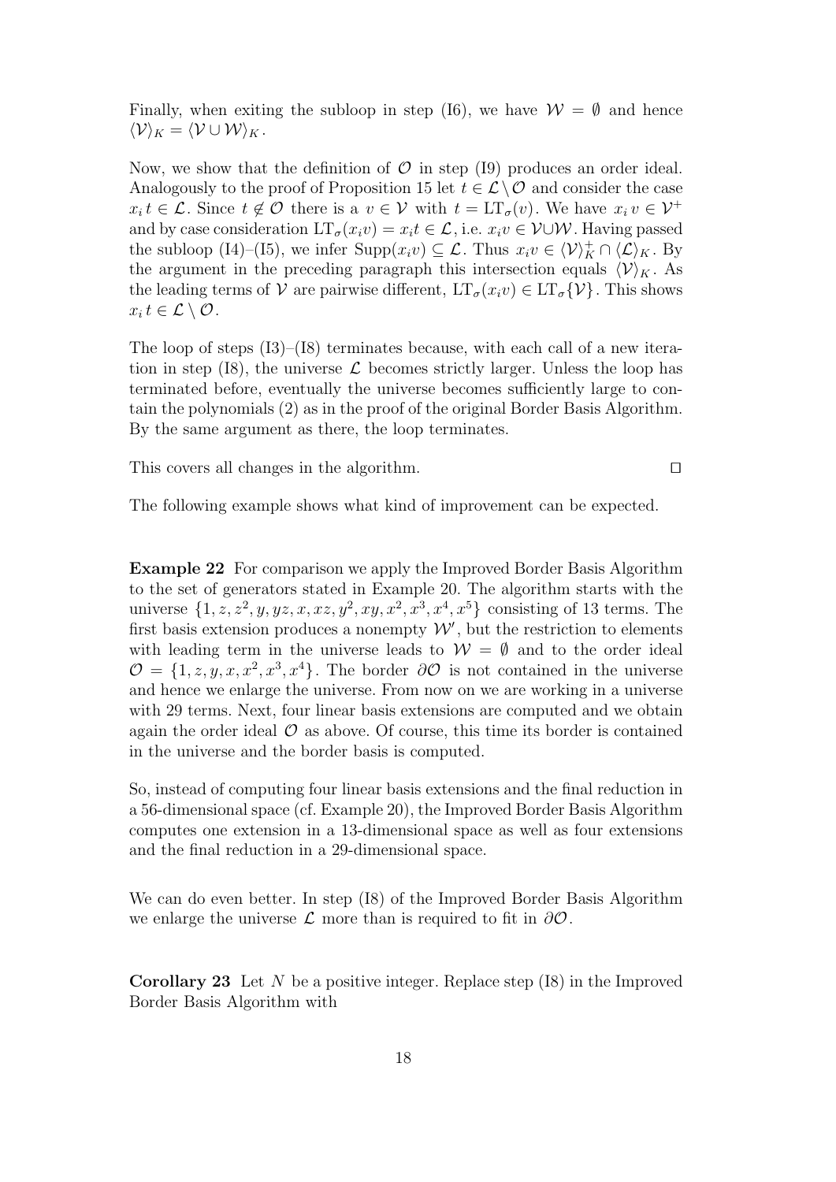Finally, when exiting the subloop in step (I6), we have $\mathcal{W} = \emptyset$ and hence $\langle \mathcal{V} \rangle_K = \langle \mathcal{V} \cup \mathcal{W} \rangle_K$.

Now, we show that the definition of $\mathcal{O}$ in step (I9) produces an order ideal. Analogously to the proof of Proposition 15 let $t \in \mathcal{L} \setminus \mathcal{O}$ and consider the case $x_i t \in \mathcal{L}$. Since $t \notin \mathcal{O}$ there is a $v \in \mathcal{V}$ with $t = \mathrm{LT}_\sigma(v)$. We have $x_i v \in \mathcal{V}^+$ and by case consideration $\mathrm{LT}_\sigma(x_i v) = x_i t \in \mathcal{L}$, i.e. $x_i v \in \mathcal{V} \cup \mathcal{W}$. Having passed the subloop (I4)–(I5), we infer $\mathrm{Supp}(x_i v) \subseteq \mathcal{L}$. Thus $x_i v \in \langle \mathcal{V} \rangle_K^+ \cap \langle \mathcal{L} \rangle_K$. By the argument in the preceding paragraph this intersection equals $\langle \mathcal{V} \rangle_K$. As the leading terms of $\mathcal{V}$ are pairwise different, $\mathrm{LT}_\sigma(x_i v) \in \mathrm{LT}_\sigma\{\mathcal{V}\}$. This shows $x_i t \in \mathcal{L} \setminus \mathcal{O}$.

The loop of steps (I3)–(I8) terminates because, with each call of a new iteration in step (I8), the universe $\mathcal{L}$ becomes strictly larger. Unless the loop has terminated before, eventually the universe becomes sufficiently large to contain the polynomials (2) as in the proof of the original Border Basis Algorithm. By the same argument as there, the loop terminates.

This covers all changes in the algorithm. $\square$

The following example shows what kind of improvement can be expected.

**Example 22** For comparison we apply the Improved Border Basis Algorithm to the set of generators stated in Example 20. The algorithm starts with the universe $\{1, z, z^2, y, yz, x, xz, y^2, xy, x^2, x^3, x^4, x^5\}$ consisting of 13 terms. The first basis extension produces a nonempty $\mathcal{W}'$, but the restriction to elements with leading term in the universe leads to $\mathcal{W} = \emptyset$ and to the order ideal $\mathcal{O} = \{1, z, y, x, x^2, x^3, x^4\}$. The border $\partial\mathcal{O}$ is not contained in the universe and hence we enlarge the universe. From now on we are working in a universe with 29 terms. Next, four linear basis extensions are computed and we obtain again the order ideal $\mathcal{O}$ as above. Of course, this time its border is contained in the universe and the border basis is computed.

So, instead of computing four linear basis extensions and the final reduction in a 56-dimensional space (cf. Example 20), the Improved Border Basis Algorithm computes one extension in a 13-dimensional space as well as four extensions and the final reduction in a 29-dimensional space.

We can do even better. In step (I8) of the Improved Border Basis Algorithm we enlarge the universe $\mathcal{L}$ more than is required to fit in $\partial\mathcal{O}$.

**Corollary 23** Let $N$ be a positive integer. Replace step (I8) in the Improved Border Basis Algorithm with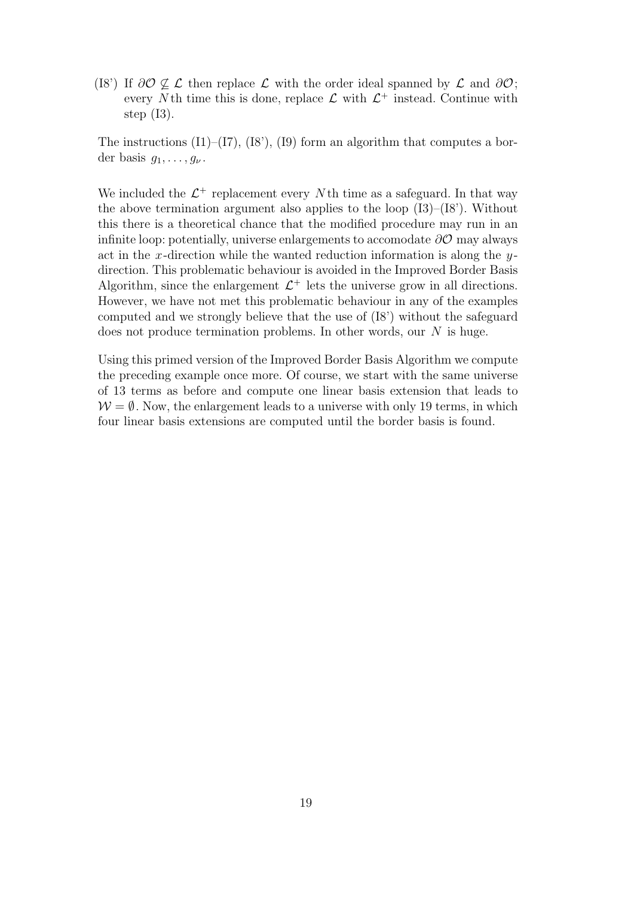(I8') If $\partial\mathcal{O} \not\subseteq \mathcal{L}$ then replace $\mathcal{L}$ with the order ideal spanned by $\mathcal{L}$ and $\partial\mathcal{O}$; every $N$th time this is done, replace $\mathcal{L}$ with $\mathcal{L}^+$ instead. Continue with step (I3).

The instructions (I1)–(I7), (I8'), (I9) form an algorithm that computes a border basis $g_1, \ldots, g_\nu$.

We included the $\mathcal{L}^+$ replacement every $N$th time as a safeguard. In that way the above termination argument also applies to the loop (I3)–(I8'). Without this there is a theoretical chance that the modified procedure may run in an infinite loop: potentially, universe enlargements to accomodate $\partial\mathcal{O}$ may always act in the $x$-direction while the wanted reduction information is along the $y$-direction. This problematic behaviour is avoided in the Improved Border Basis Algorithm, since the enlargement $\mathcal{L}^+$ lets the universe grow in all directions. However, we have not met this problematic behaviour in any of the examples computed and we strongly believe that the use of (I8') without the safeguard does not produce termination problems. In other words, our $N$ is huge.

Using this primed version of the Improved Border Basis Algorithm we compute the preceding example once more. Of course, we start with the same universe of 13 terms as before and compute one linear basis extension that leads to $\mathcal{W} = \emptyset$. Now, the enlargement leads to a universe with only 19 terms, in which four linear basis extensions are computed until the border basis is found.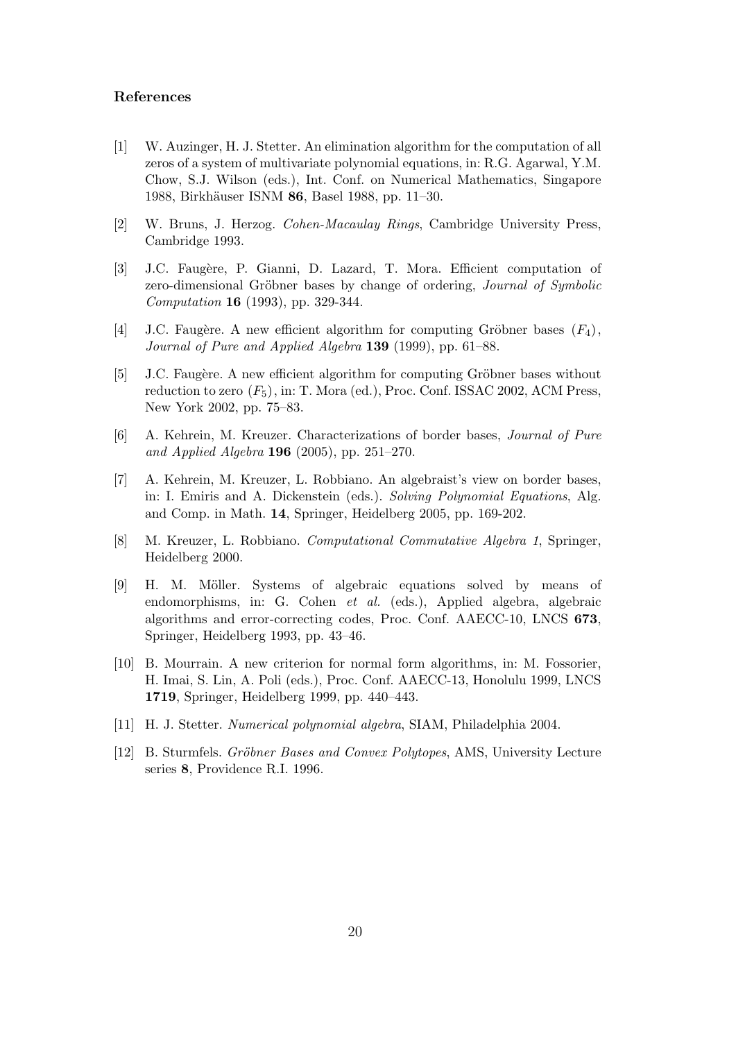## References

[1] W. Auzinger, H. J. Stetter. An elimination algorithm for the computation of all zeros of a system of multivariate polynomial equations, in: R.G. Agarwal, Y.M. Chow, S.J. Wilson (eds.), Int. Conf. on Numerical Mathematics, Singapore 1988, Birkhäuser ISNM **86**, Basel 1988, pp. 11–30.

[2] W. Bruns, J. Herzog. *Cohen-Macaulay Rings*, Cambridge University Press, Cambridge 1993.

[3] J.C. Faugère, P. Gianni, D. Lazard, T. Mora. Efficient computation of zero-dimensional Gröbner bases by change of ordering, *Journal of Symbolic Computation* **16** (1993), pp. 329-344.

[4] J.C. Faugère. A new efficient algorithm for computing Gröbner bases $(F_4)$, *Journal of Pure and Applied Algebra* **139** (1999), pp. 61–88.

[5] J.C. Faugère. A new efficient algorithm for computing Gröbner bases without reduction to zero $(F_5)$, in: T. Mora (ed.), Proc. Conf. ISSAC 2002, ACM Press, New York 2002, pp. 75–83.

[6] A. Kehrein, M. Kreuzer. Characterizations of border bases, *Journal of Pure and Applied Algebra* **196** (2005), pp. 251–270.

[7] A. Kehrein, M. Kreuzer, L. Robbiano. An algebraist's view on border bases, in: I. Emiris and A. Dickenstein (eds.). *Solving Polynomial Equations*, Alg. and Comp. in Math. **14**, Springer, Heidelberg 2005, pp. 169-202.

[8] M. Kreuzer, L. Robbiano. *Computational Commutative Algebra 1*, Springer, Heidelberg 2000.

[9] H. M. Möller. Systems of algebraic equations solved by means of endomorphisms, in: G. Cohen *et al.* (eds.), Applied algebra, algebraic algorithms and error-correcting codes, Proc. Conf. AAECC-10, LNCS **673**, Springer, Heidelberg 1993, pp. 43–46.

[10] B. Mourrain. A new criterion for normal form algorithms, in: M. Fossorier, H. Imai, S. Lin, A. Poli (eds.), Proc. Conf. AAECC-13, Honolulu 1999, LNCS **1719**, Springer, Heidelberg 1999, pp. 440–443.

[11] H. J. Stetter. *Numerical polynomial algebra*, SIAM, Philadelphia 2004.

[12] B. Sturmfels. *Gröbner Bases and Convex Polytopes*, AMS, University Lecture series **8**, Providence R.I. 1996.